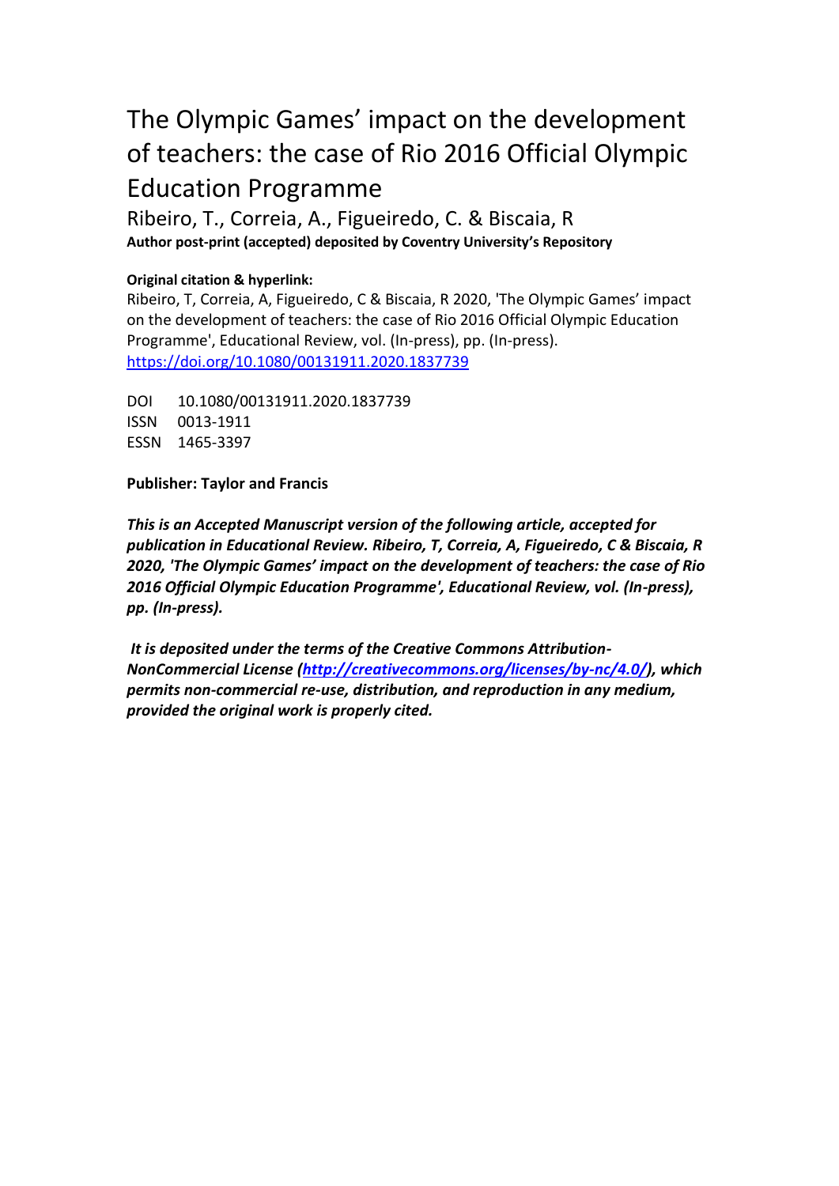# The Olympic Games' impact on the development of teachers: the case of Rio 2016 Official Olympic Education Programme

Ribeiro, T., Correia, A., Figueiredo, C. & Biscaia, R

**Author post-print (accepted) deposited by Coventry University's Repository**

**Original citation & hyperlink:**

Ribeiro, T, Correia, A, Figueiredo, C & Biscaia, R 2020, 'The Olympic Games' impact on the development of teachers: the case of Rio 2016 Official Olympic Education Programme', Educational Review, vol. (In-press), pp. (In-press).
https://doi.org/10.1080/00131911.2020.1837739

DOI 10.1080/00131911.2020.1837739
ISSN 0013-1911
ESSN 1465-3397

**Publisher: Taylor and Francis**

***This is an Accepted Manuscript version of the following article, accepted for publication in Educational Review. Ribeiro, T, Correia, A, Figueiredo, C & Biscaia, R 2020, 'The Olympic Games' impact on the development of teachers: the case of Rio 2016 Official Olympic Education Programme', Educational Review, vol. (In-press), pp. (In-press).***

***It is deposited under the terms of the Creative Commons Attribution-NonCommercial License (http://creativecommons.org/licenses/by-nc/4.0/), which permits non-commercial re-use, distribution, and reproduction in any medium, provided the original work is properly cited.***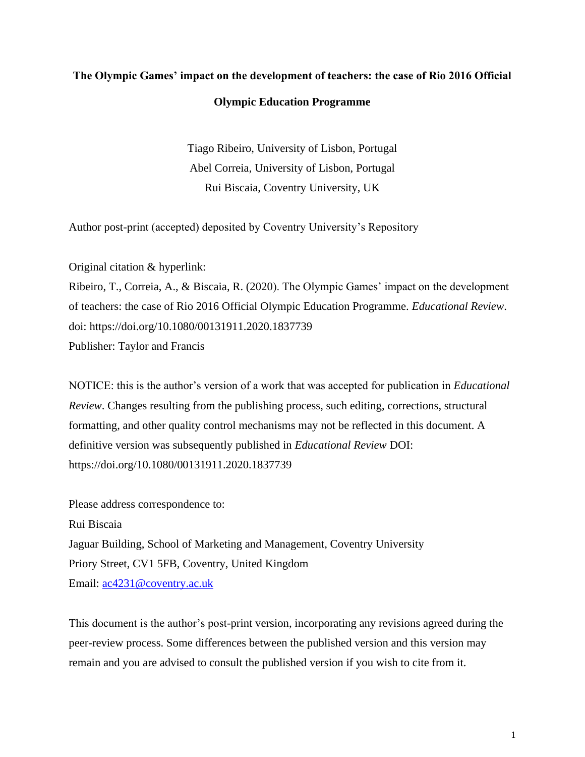**The Olympic Games' impact on the development of teachers: the case of Rio 2016 Official Olympic Education Programme**

Tiago Ribeiro, University of Lisbon, Portugal
Abel Correia, University of Lisbon, Portugal
Rui Biscaia, Coventry University, UK

Author post-print (accepted) deposited by Coventry University's Repository

Original citation & hyperlink:
Ribeiro, T., Correia, A., & Biscaia, R. (2020). The Olympic Games' impact on the development of teachers: the case of Rio 2016 Official Olympic Education Programme. *Educational Review*. doi: https://doi.org/10.1080/00131911.2020.1837739
Publisher: Taylor and Francis

NOTICE: this is the author's version of a work that was accepted for publication in *Educational Review*. Changes resulting from the publishing process, such editing, corrections, structural formatting, and other quality control mechanisms may not be reflected in this document. A definitive version was subsequently published in *Educational Review* DOI: https://doi.org/10.1080/00131911.2020.1837739

Please address correspondence to:
Rui Biscaia
Jaguar Building, School of Marketing and Management, Coventry University
Priory Street, CV1 5FB, Coventry, United Kingdom
Email: ac4231@coventry.ac.uk

This document is the author's post-print version, incorporating any revisions agreed during the peer-review process. Some differences between the published version and this version may remain and you are advised to consult the published version if you wish to cite from it.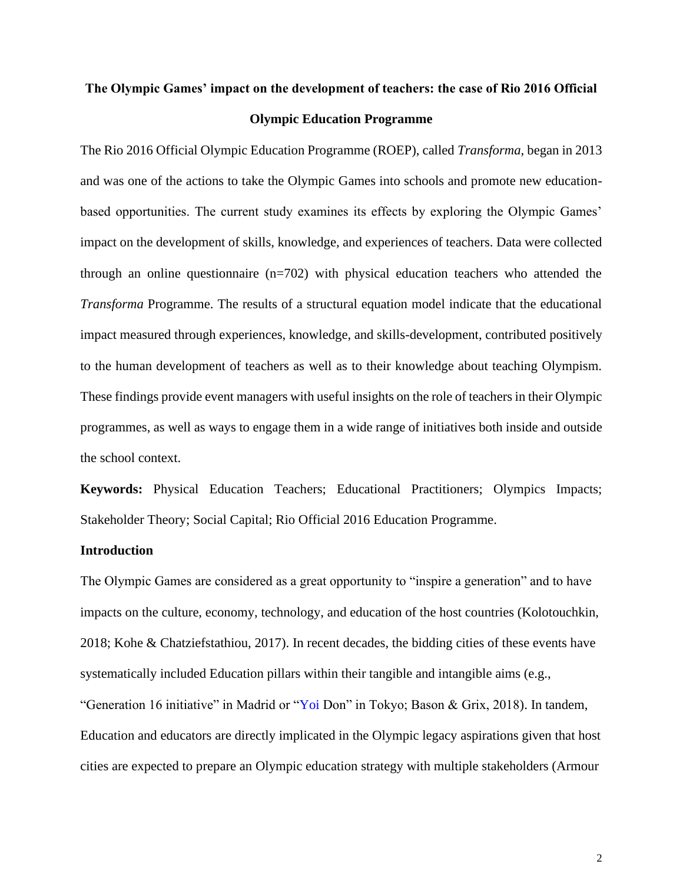# The Olympic Games' impact on the development of teachers: the case of Rio 2016 Official Olympic Education Programme

The Rio 2016 Official Olympic Education Programme (ROEP), called *Transforma*, began in 2013 and was one of the actions to take the Olympic Games into schools and promote new education-based opportunities. The current study examines its effects by exploring the Olympic Games' impact on the development of skills, knowledge, and experiences of teachers. Data were collected through an online questionnaire (n=702) with physical education teachers who attended the *Transforma* Programme. The results of a structural equation model indicate that the educational impact measured through experiences, knowledge, and skills-development, contributed positively to the human development of teachers as well as to their knowledge about teaching Olympism. These findings provide event managers with useful insights on the role of teachers in their Olympic programmes, as well as ways to engage them in a wide range of initiatives both inside and outside the school context.

**Keywords:** Physical Education Teachers; Educational Practitioners; Olympics Impacts; Stakeholder Theory; Social Capital; Rio Official 2016 Education Programme.

## Introduction

The Olympic Games are considered as a great opportunity to "inspire a generation" and to have impacts on the culture, economy, technology, and education of the host countries (Kolotouchkin, 2018; Kohe & Chatziefstathiou, 2017). In recent decades, the bidding cities of these events have systematically included Education pillars within their tangible and intangible aims (e.g., "Generation 16 initiative" in Madrid or "Yoi Don" in Tokyo; Bason & Grix, 2018). In tandem, Education and educators are directly implicated in the Olympic legacy aspirations given that host cities are expected to prepare an Olympic education strategy with multiple stakeholders (Armour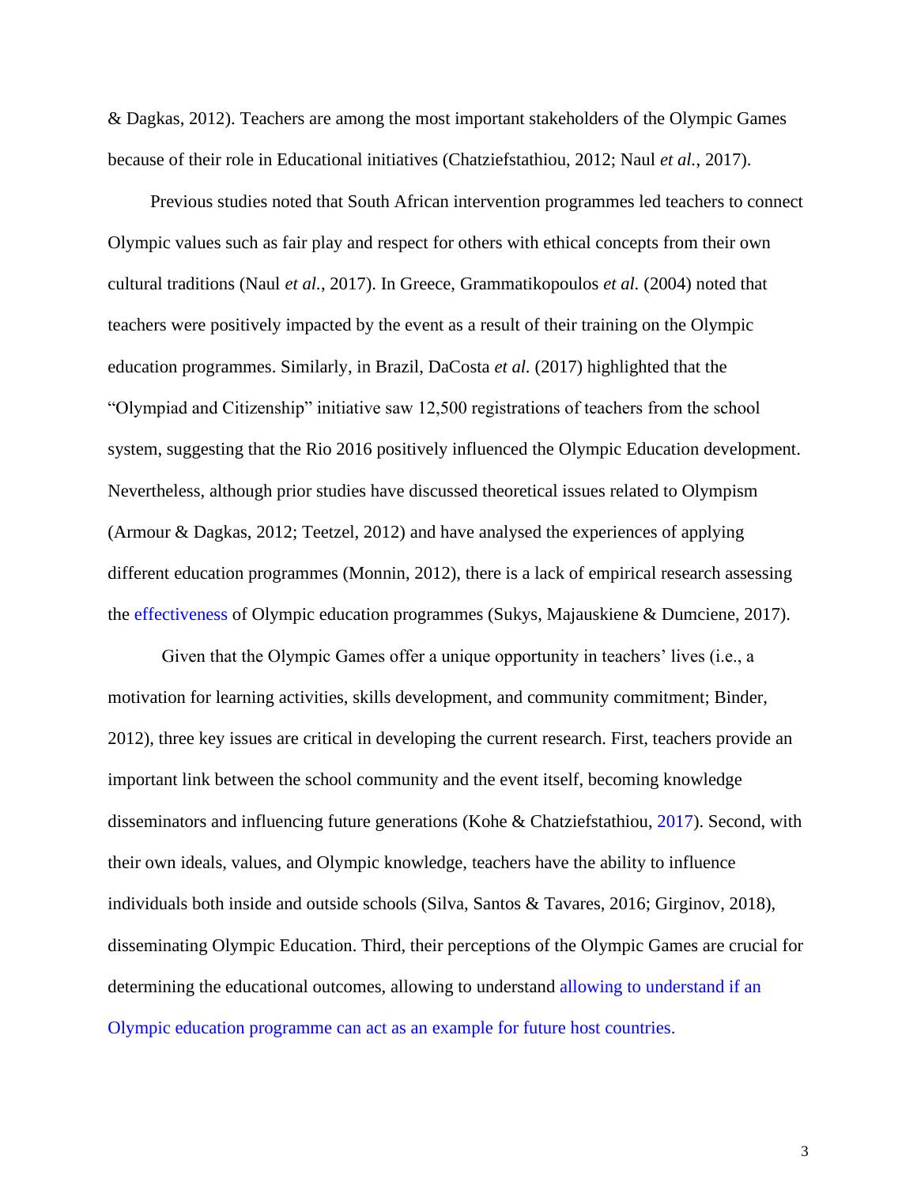& Dagkas, 2012). Teachers are among the most important stakeholders of the Olympic Games because of their role in Educational initiatives (Chatziefstathiou, 2012; Naul *et al.*, 2017).

Previous studies noted that South African intervention programmes led teachers to connect Olympic values such as fair play and respect for others with ethical concepts from their own cultural traditions (Naul *et al.*, 2017). In Greece, Grammatikopoulos *et al.* (2004) noted that teachers were positively impacted by the event as a result of their training on the Olympic education programmes. Similarly, in Brazil, DaCosta *et al.* (2017) highlighted that the "Olympiad and Citizenship" initiative saw 12,500 registrations of teachers from the school system, suggesting that the Rio 2016 positively influenced the Olympic Education development. Nevertheless, although prior studies have discussed theoretical issues related to Olympism (Armour & Dagkas, 2012; Teetzel, 2012) and have analysed the experiences of applying different education programmes (Monnin, 2012), there is a lack of empirical research assessing the effectiveness of Olympic education programmes (Sukys, Majauskiene & Dumciene, 2017).

Given that the Olympic Games offer a unique opportunity in teachers' lives (i.e., a motivation for learning activities, skills development, and community commitment; Binder, 2012), three key issues are critical in developing the current research. First, teachers provide an important link between the school community and the event itself, becoming knowledge disseminators and influencing future generations (Kohe & Chatziefstathiou, 2017). Second, with their own ideals, values, and Olympic knowledge, teachers have the ability to influence individuals both inside and outside schools (Silva, Santos & Tavares, 2016; Girginov, 2018), disseminating Olympic Education. Third, their perceptions of the Olympic Games are crucial for determining the educational outcomes, allowing to understand allowing to understand if an Olympic education programme can act as an example for future host countries.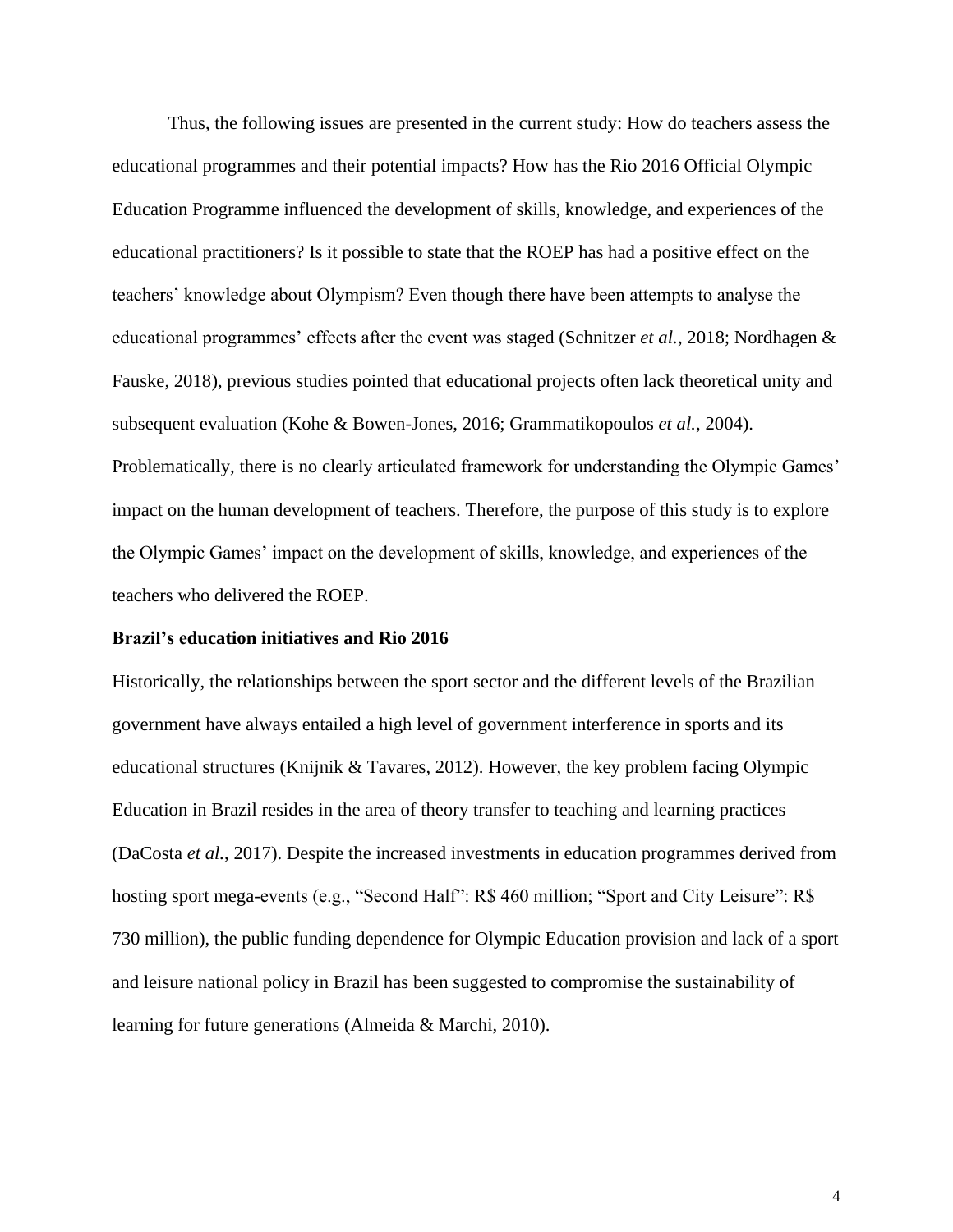Thus, the following issues are presented in the current study: How do teachers assess the educational programmes and their potential impacts? How has the Rio 2016 Official Olympic Education Programme influenced the development of skills, knowledge, and experiences of the educational practitioners? Is it possible to state that the ROEP has had a positive effect on the teachers' knowledge about Olympism? Even though there have been attempts to analyse the educational programmes' effects after the event was staged (Schnitzer *et al.*, 2018; Nordhagen & Fauske, 2018), previous studies pointed that educational projects often lack theoretical unity and subsequent evaluation (Kohe & Bowen-Jones, 2016; Grammatikopoulos *et al.*, 2004). Problematically, there is no clearly articulated framework for understanding the Olympic Games' impact on the human development of teachers. Therefore, the purpose of this study is to explore the Olympic Games' impact on the development of skills, knowledge, and experiences of the teachers who delivered the ROEP.

**Brazil's education initiatives and Rio 2016**

Historically, the relationships between the sport sector and the different levels of the Brazilian government have always entailed a high level of government interference in sports and its educational structures (Knijnik & Tavares, 2012). However, the key problem facing Olympic Education in Brazil resides in the area of theory transfer to teaching and learning practices (DaCosta *et al.*, 2017). Despite the increased investments in education programmes derived from hosting sport mega-events (e.g., "Second Half": R$ 460 million; "Sport and City Leisure": R$ 730 million), the public funding dependence for Olympic Education provision and lack of a sport and leisure national policy in Brazil has been suggested to compromise the sustainability of learning for future generations (Almeida & Marchi, 2010).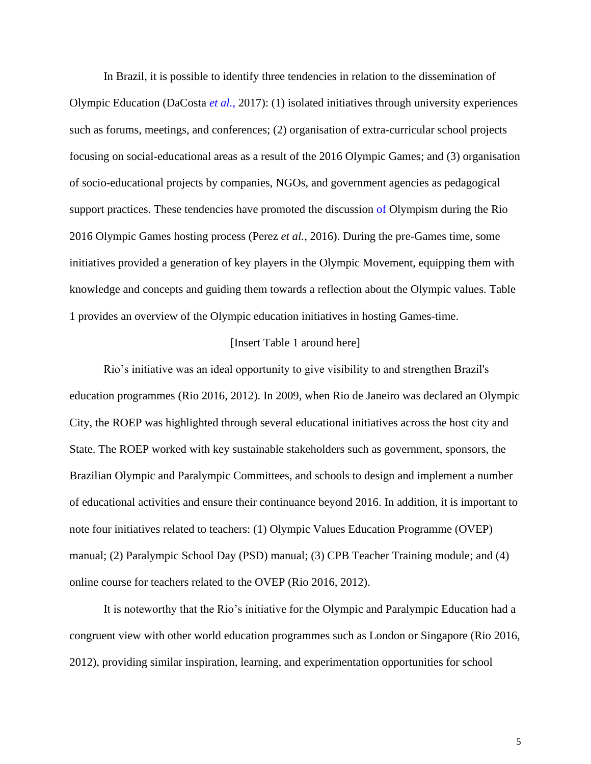In Brazil, it is possible to identify three tendencies in relation to the dissemination of Olympic Education (DaCosta *et al.*, 2017): (1) isolated initiatives through university experiences such as forums, meetings, and conferences; (2) organisation of extra-curricular school projects focusing on social-educational areas as a result of the 2016 Olympic Games; and (3) organisation of socio-educational projects by companies, NGOs, and government agencies as pedagogical support practices. These tendencies have promoted the discussion of Olympism during the Rio 2016 Olympic Games hosting process (Perez *et al.*, 2016). During the pre-Games time, some initiatives provided a generation of key players in the Olympic Movement, equipping them with knowledge and concepts and guiding them towards a reflection about the Olympic values. Table 1 provides an overview of the Olympic education initiatives in hosting Games-time.

[Insert Table 1 around here]

Rio's initiative was an ideal opportunity to give visibility to and strengthen Brazil's education programmes (Rio 2016, 2012). In 2009, when Rio de Janeiro was declared an Olympic City, the ROEP was highlighted through several educational initiatives across the host city and State. The ROEP worked with key sustainable stakeholders such as government, sponsors, the Brazilian Olympic and Paralympic Committees, and schools to design and implement a number of educational activities and ensure their continuance beyond 2016. In addition, it is important to note four initiatives related to teachers: (1) Olympic Values Education Programme (OVEP) manual; (2) Paralympic School Day (PSD) manual; (3) CPB Teacher Training module; and (4) online course for teachers related to the OVEP (Rio 2016, 2012).

It is noteworthy that the Rio's initiative for the Olympic and Paralympic Education had a congruent view with other world education programmes such as London or Singapore (Rio 2016, 2012), providing similar inspiration, learning, and experimentation opportunities for school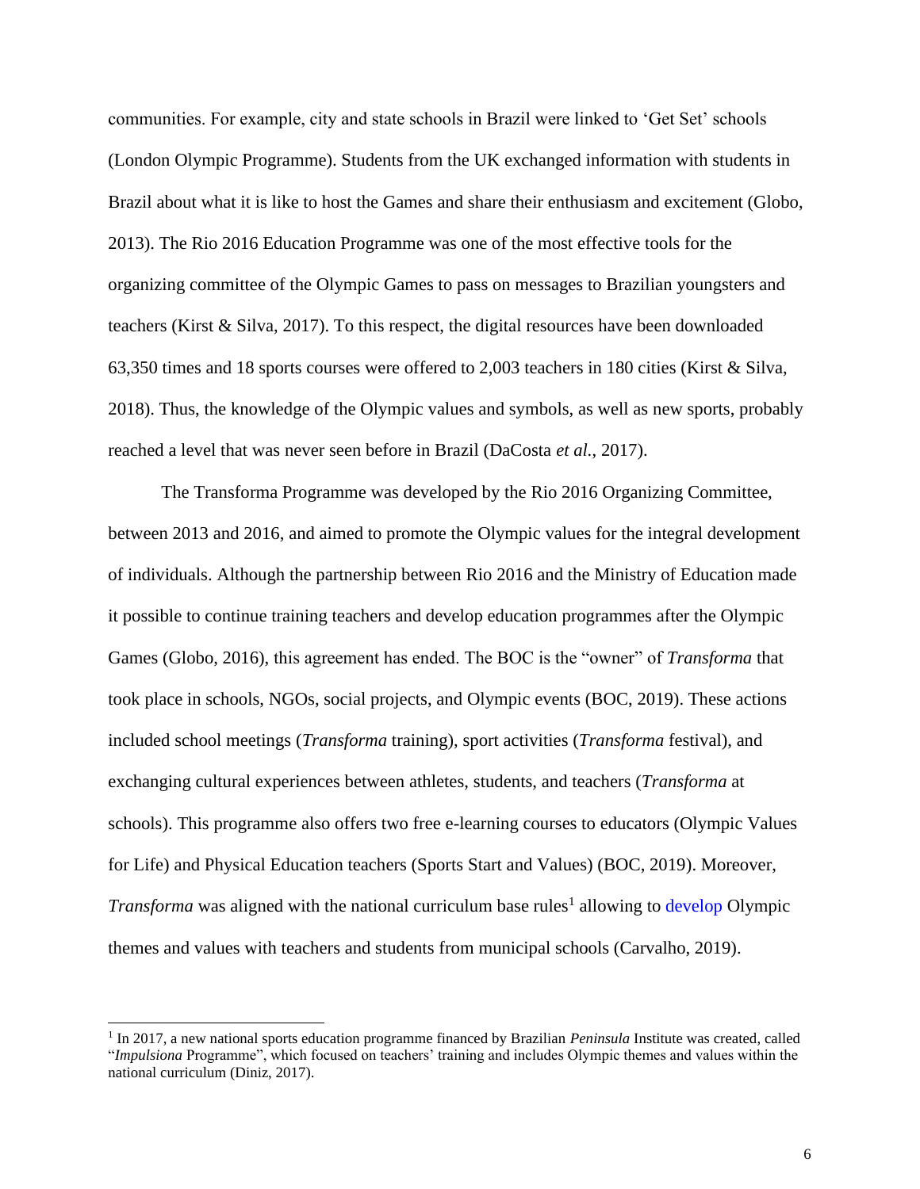communities. For example, city and state schools in Brazil were linked to 'Get Set' schools (London Olympic Programme). Students from the UK exchanged information with students in Brazil about what it is like to host the Games and share their enthusiasm and excitement (Globo, 2013). The Rio 2016 Education Programme was one of the most effective tools for the organizing committee of the Olympic Games to pass on messages to Brazilian youngsters and teachers (Kirst & Silva, 2017). To this respect, the digital resources have been downloaded 63,350 times and 18 sports courses were offered to 2,003 teachers in 180 cities (Kirst & Silva, 2018). Thus, the knowledge of the Olympic values and symbols, as well as new sports, probably reached a level that was never seen before in Brazil (DaCosta *et al.*, 2017).

The Transforma Programme was developed by the Rio 2016 Organizing Committee, between 2013 and 2016, and aimed to promote the Olympic values for the integral development of individuals. Although the partnership between Rio 2016 and the Ministry of Education made it possible to continue training teachers and develop education programmes after the Olympic Games (Globo, 2016), this agreement has ended. The BOC is the "owner" of *Transforma* that took place in schools, NGOs, social projects, and Olympic events (BOC, 2019). These actions included school meetings (*Transforma* training), sport activities (*Transforma* festival), and exchanging cultural experiences between athletes, students, and teachers (*Transforma* at schools). This programme also offers two free e-learning courses to educators (Olympic Values for Life) and Physical Education teachers (Sports Start and Values) (BOC, 2019). Moreover, *Transforma* was aligned with the national curriculum base rules[1] allowing to develop Olympic themes and values with teachers and students from municipal schools (Carvalho, 2019).

[1] In 2017, a new national sports education programme financed by Brazilian *Peninsula* Institute was created, called "*Impulsiona* Programme", which focused on teachers' training and includes Olympic themes and values within the national curriculum (Diniz, 2017).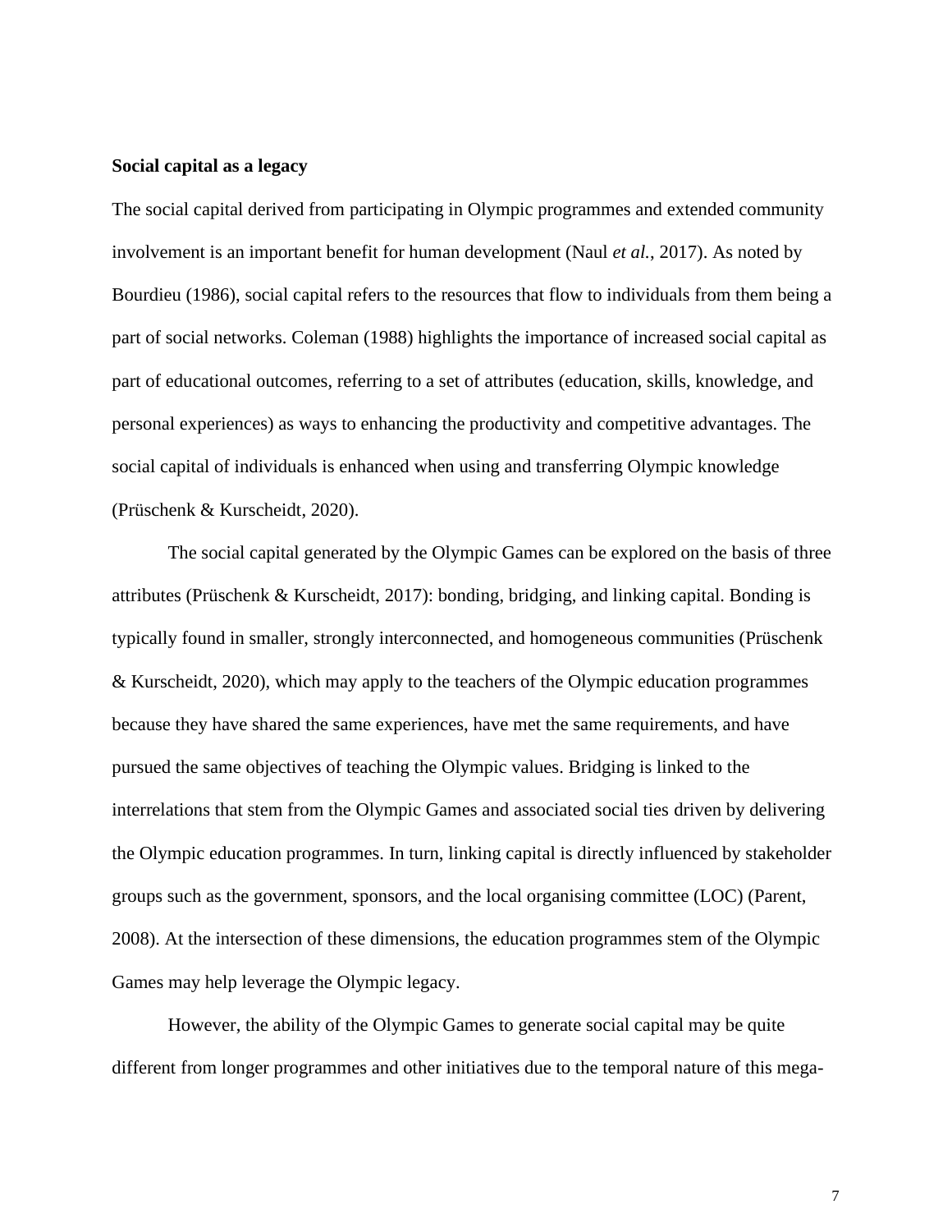**Social capital as a legacy**

The social capital derived from participating in Olympic programmes and extended community involvement is an important benefit for human development (Naul *et al.*, 2017). As noted by Bourdieu (1986), social capital refers to the resources that flow to individuals from them being a part of social networks. Coleman (1988) highlights the importance of increased social capital as part of educational outcomes, referring to a set of attributes (education, skills, knowledge, and personal experiences) as ways to enhancing the productivity and competitive advantages. The social capital of individuals is enhanced when using and transferring Olympic knowledge (Prüschenk & Kurscheidt, 2020).

The social capital generated by the Olympic Games can be explored on the basis of three attributes (Prüschenk & Kurscheidt, 2017): bonding, bridging, and linking capital. Bonding is typically found in smaller, strongly interconnected, and homogeneous communities (Prüschenk & Kurscheidt, 2020), which may apply to the teachers of the Olympic education programmes because they have shared the same experiences, have met the same requirements, and have pursued the same objectives of teaching the Olympic values. Bridging is linked to the interrelations that stem from the Olympic Games and associated social ties driven by delivering the Olympic education programmes. In turn, linking capital is directly influenced by stakeholder groups such as the government, sponsors, and the local organising committee (LOC) (Parent, 2008). At the intersection of these dimensions, the education programmes stem of the Olympic Games may help leverage the Olympic legacy.

However, the ability of the Olympic Games to generate social capital may be quite different from longer programmes and other initiatives due to the temporal nature of this mega-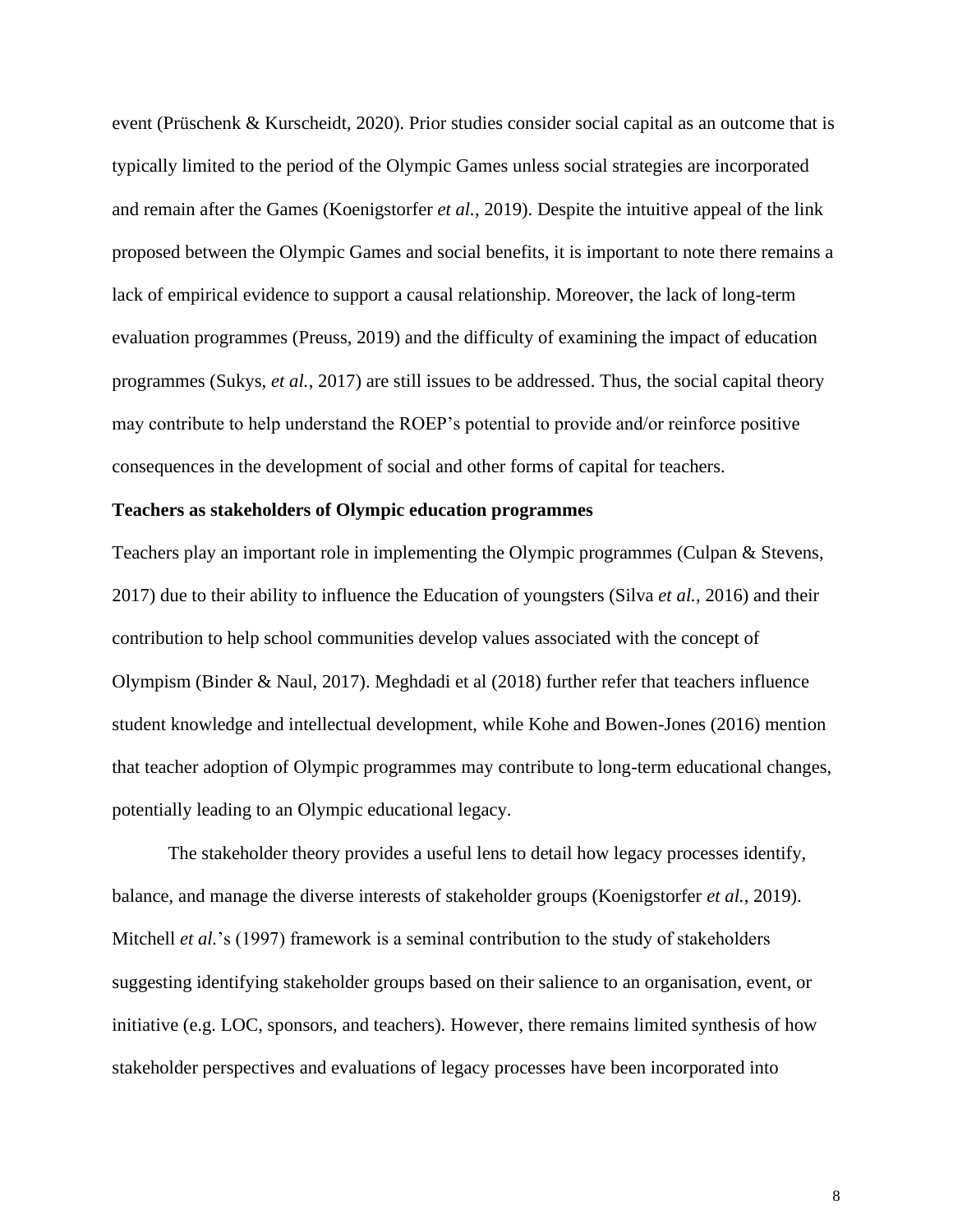event (Prüschenk & Kurscheidt, 2020). Prior studies consider social capital as an outcome that is typically limited to the period of the Olympic Games unless social strategies are incorporated and remain after the Games (Koenigstorfer *et al.*, 2019). Despite the intuitive appeal of the link proposed between the Olympic Games and social benefits, it is important to note there remains a lack of empirical evidence to support a causal relationship. Moreover, the lack of long-term evaluation programmes (Preuss, 2019) and the difficulty of examining the impact of education programmes (Sukys, *et al.*, 2017) are still issues to be addressed. Thus, the social capital theory may contribute to help understand the ROEP's potential to provide and/or reinforce positive consequences in the development of social and other forms of capital for teachers.

**Teachers as stakeholders of Olympic education programmes**

Teachers play an important role in implementing the Olympic programmes (Culpan & Stevens, 2017) due to their ability to influence the Education of youngsters (Silva *et al.*, 2016) and their contribution to help school communities develop values associated with the concept of Olympism (Binder & Naul, 2017). Meghdadi et al (2018) further refer that teachers influence student knowledge and intellectual development, while Kohe and Bowen-Jones (2016) mention that teacher adoption of Olympic programmes may contribute to long-term educational changes, potentially leading to an Olympic educational legacy.

The stakeholder theory provides a useful lens to detail how legacy processes identify, balance, and manage the diverse interests of stakeholder groups (Koenigstorfer *et al.*, 2019). Mitchell *et al.*'s (1997) framework is a seminal contribution to the study of stakeholders suggesting identifying stakeholder groups based on their salience to an organisation, event, or initiative (e.g. LOC, sponsors, and teachers). However, there remains limited synthesis of how stakeholder perspectives and evaluations of legacy processes have been incorporated into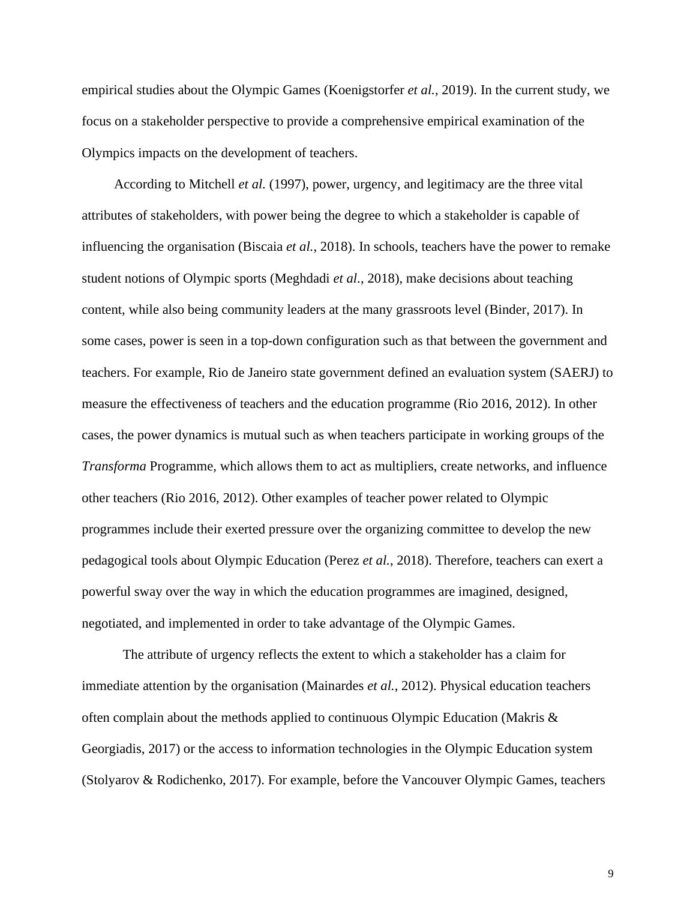empirical studies about the Olympic Games (Koenigstorfer *et al.*, 2019). In the current study, we focus on a stakeholder perspective to provide a comprehensive empirical examination of the Olympics impacts on the development of teachers.

According to Mitchell *et al.* (1997), power, urgency, and legitimacy are the three vital attributes of stakeholders, with power being the degree to which a stakeholder is capable of influencing the organisation (Biscaia *et al.*, 2018). In schools, teachers have the power to remake student notions of Olympic sports (Meghdadi *et al.*, 2018), make decisions about teaching content, while also being community leaders at the many grassroots level (Binder, 2017). In some cases, power is seen in a top-down configuration such as that between the government and teachers. For example, Rio de Janeiro state government defined an evaluation system (SAERJ) to measure the effectiveness of teachers and the education programme (Rio 2016, 2012). In other cases, the power dynamics is mutual such as when teachers participate in working groups of the *Transforma* Programme, which allows them to act as multipliers, create networks, and influence other teachers (Rio 2016, 2012). Other examples of teacher power related to Olympic programmes include their exerted pressure over the organizing committee to develop the new pedagogical tools about Olympic Education (Perez *et al.*, 2018). Therefore, teachers can exert a powerful sway over the way in which the education programmes are imagined, designed, negotiated, and implemented in order to take advantage of the Olympic Games.

The attribute of urgency reflects the extent to which a stakeholder has a claim for immediate attention by the organisation (Mainardes *et al.*, 2012). Physical education teachers often complain about the methods applied to continuous Olympic Education (Makris & Georgiadis, 2017) or the access to information technologies in the Olympic Education system (Stolyarov & Rodichenko, 2017). For example, before the Vancouver Olympic Games, teachers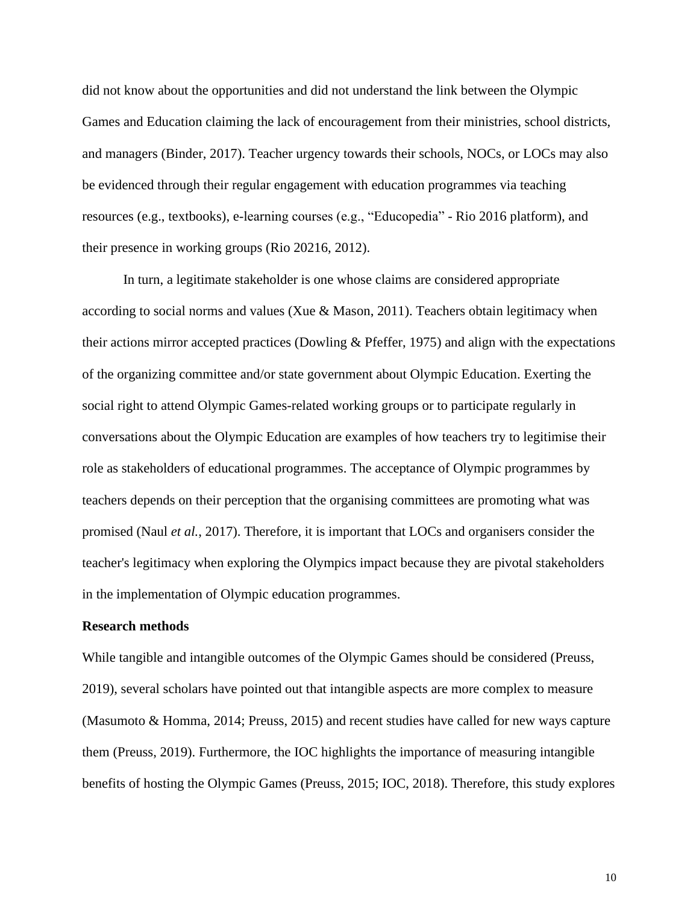did not know about the opportunities and did not understand the link between the Olympic Games and Education claiming the lack of encouragement from their ministries, school districts, and managers (Binder, 2017). Teacher urgency towards their schools, NOCs, or LOCs may also be evidenced through their regular engagement with education programmes via teaching resources (e.g., textbooks), e-learning courses (e.g., "Educopedia" - Rio 2016 platform), and their presence in working groups (Rio 20216, 2012).

In turn, a legitimate stakeholder is one whose claims are considered appropriate according to social norms and values (Xue & Mason, 2011). Teachers obtain legitimacy when their actions mirror accepted practices (Dowling & Pfeffer, 1975) and align with the expectations of the organizing committee and/or state government about Olympic Education. Exerting the social right to attend Olympic Games-related working groups or to participate regularly in conversations about the Olympic Education are examples of how teachers try to legitimise their role as stakeholders of educational programmes. The acceptance of Olympic programmes by teachers depends on their perception that the organising committees are promoting what was promised (Naul *et al.*, 2017). Therefore, it is important that LOCs and organisers consider the teacher's legitimacy when exploring the Olympics impact because they are pivotal stakeholders in the implementation of Olympic education programmes.

**Research methods**

While tangible and intangible outcomes of the Olympic Games should be considered (Preuss, 2019), several scholars have pointed out that intangible aspects are more complex to measure (Masumoto & Homma, 2014; Preuss, 2015) and recent studies have called for new ways capture them (Preuss, 2019). Furthermore, the IOC highlights the importance of measuring intangible benefits of hosting the Olympic Games (Preuss, 2015; IOC, 2018). Therefore, this study explores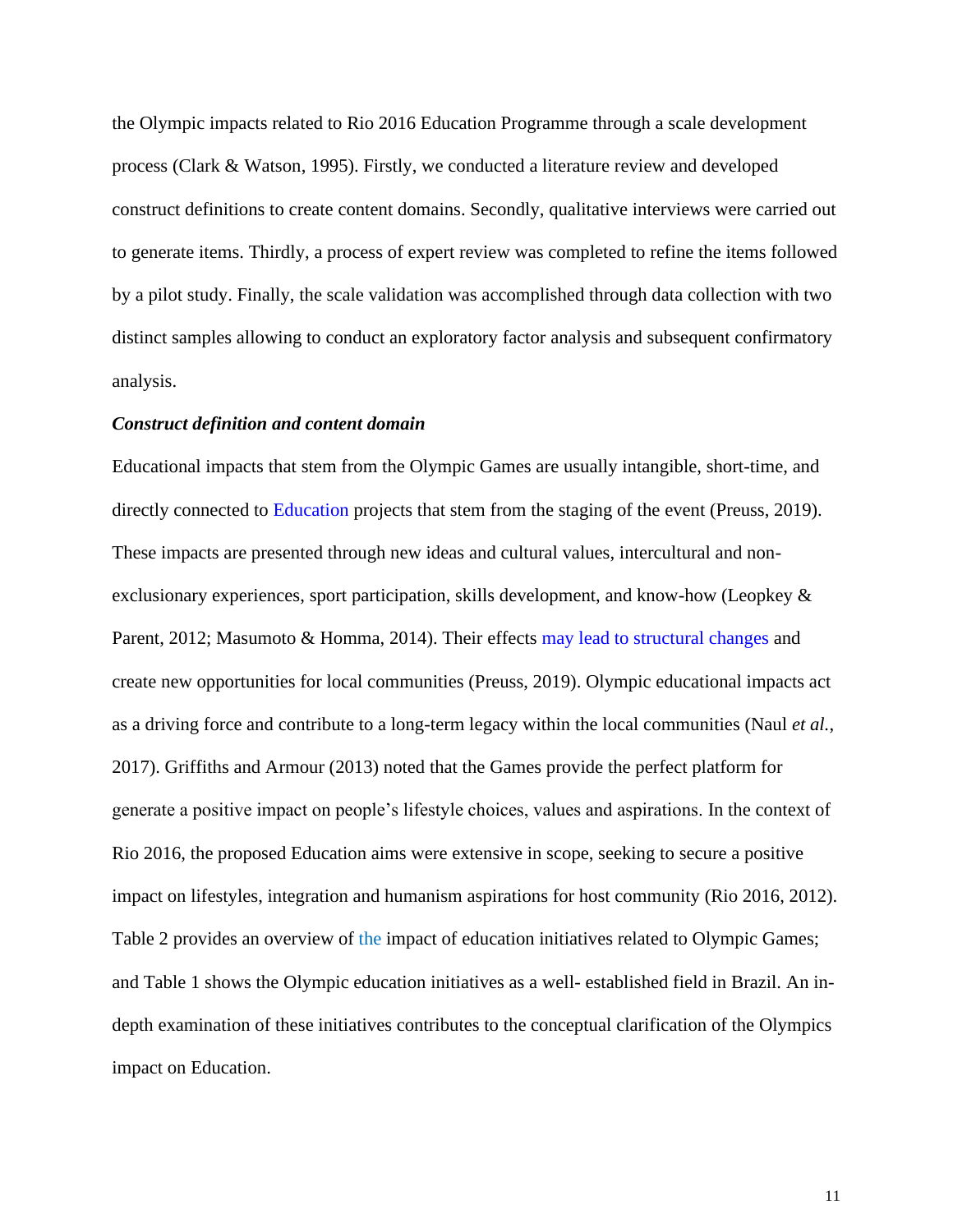the Olympic impacts related to Rio 2016 Education Programme through a scale development process (Clark & Watson, 1995). Firstly, we conducted a literature review and developed construct definitions to create content domains. Secondly, qualitative interviews were carried out to generate items. Thirdly, a process of expert review was completed to refine the items followed by a pilot study. Finally, the scale validation was accomplished through data collection with two distinct samples allowing to conduct an exploratory factor analysis and subsequent confirmatory analysis.

***Construct definition and content domain***

Educational impacts that stem from the Olympic Games are usually intangible, short-time, and directly connected to Education projects that stem from the staging of the event (Preuss, 2019). These impacts are presented through new ideas and cultural values, intercultural and non-exclusionary experiences, sport participation, skills development, and know-how (Leopkey & Parent, 2012; Masumoto & Homma, 2014). Their effects may lead to structural changes and create new opportunities for local communities (Preuss, 2019). Olympic educational impacts act as a driving force and contribute to a long-term legacy within the local communities (Naul *et al.*, 2017). Griffiths and Armour (2013) noted that the Games provide the perfect platform for generate a positive impact on people's lifestyle choices, values and aspirations. In the context of Rio 2016, the proposed Education aims were extensive in scope, seeking to secure a positive impact on lifestyles, integration and humanism aspirations for host community (Rio 2016, 2012). Table 2 provides an overview of the impact of education initiatives related to Olympic Games; and Table 1 shows the Olympic education initiatives as a well- established field in Brazil. An in-depth examination of these initiatives contributes to the conceptual clarification of the Olympics impact on Education.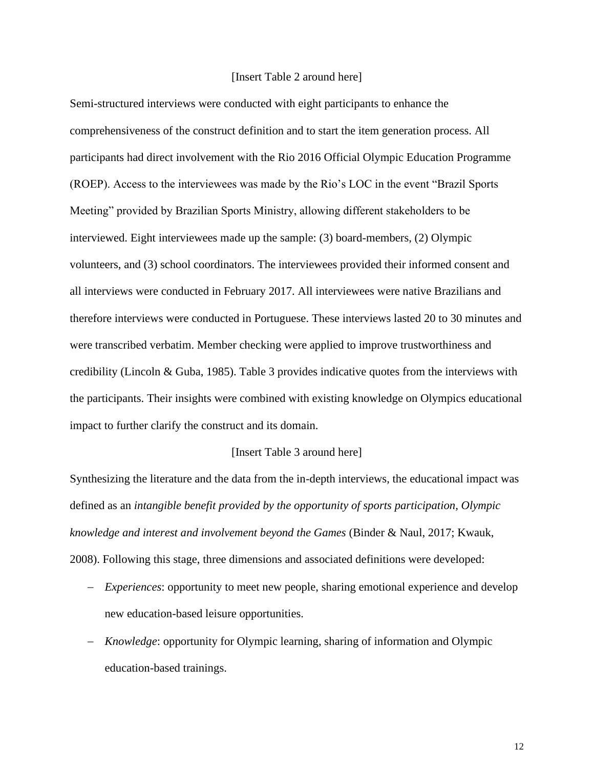[Insert Table 2 around here]

Semi-structured interviews were conducted with eight participants to enhance the comprehensiveness of the construct definition and to start the item generation process. All participants had direct involvement with the Rio 2016 Official Olympic Education Programme (ROEP). Access to the interviewees was made by the Rio's LOC in the event "Brazil Sports Meeting" provided by Brazilian Sports Ministry, allowing different stakeholders to be interviewed. Eight interviewees made up the sample: (3) board-members, (2) Olympic volunteers, and (3) school coordinators. The interviewees provided their informed consent and all interviews were conducted in February 2017. All interviewees were native Brazilians and therefore interviews were conducted in Portuguese. These interviews lasted 20 to 30 minutes and were transcribed verbatim. Member checking were applied to improve trustworthiness and credibility (Lincoln & Guba, 1985). Table 3 provides indicative quotes from the interviews with the participants. Their insights were combined with existing knowledge on Olympics educational impact to further clarify the construct and its domain.

[Insert Table 3 around here]

Synthesizing the literature and the data from the in-depth interviews, the educational impact was defined as an *intangible benefit provided by the opportunity of sports participation, Olympic knowledge and interest and involvement beyond the Games* (Binder & Naul, 2017; Kwauk, 2008). Following this stage, three dimensions and associated definitions were developed:

- *Experiences*: opportunity to meet new people, sharing emotional experience and develop new education-based leisure opportunities.
- *Knowledge*: opportunity for Olympic learning, sharing of information and Olympic education-based trainings.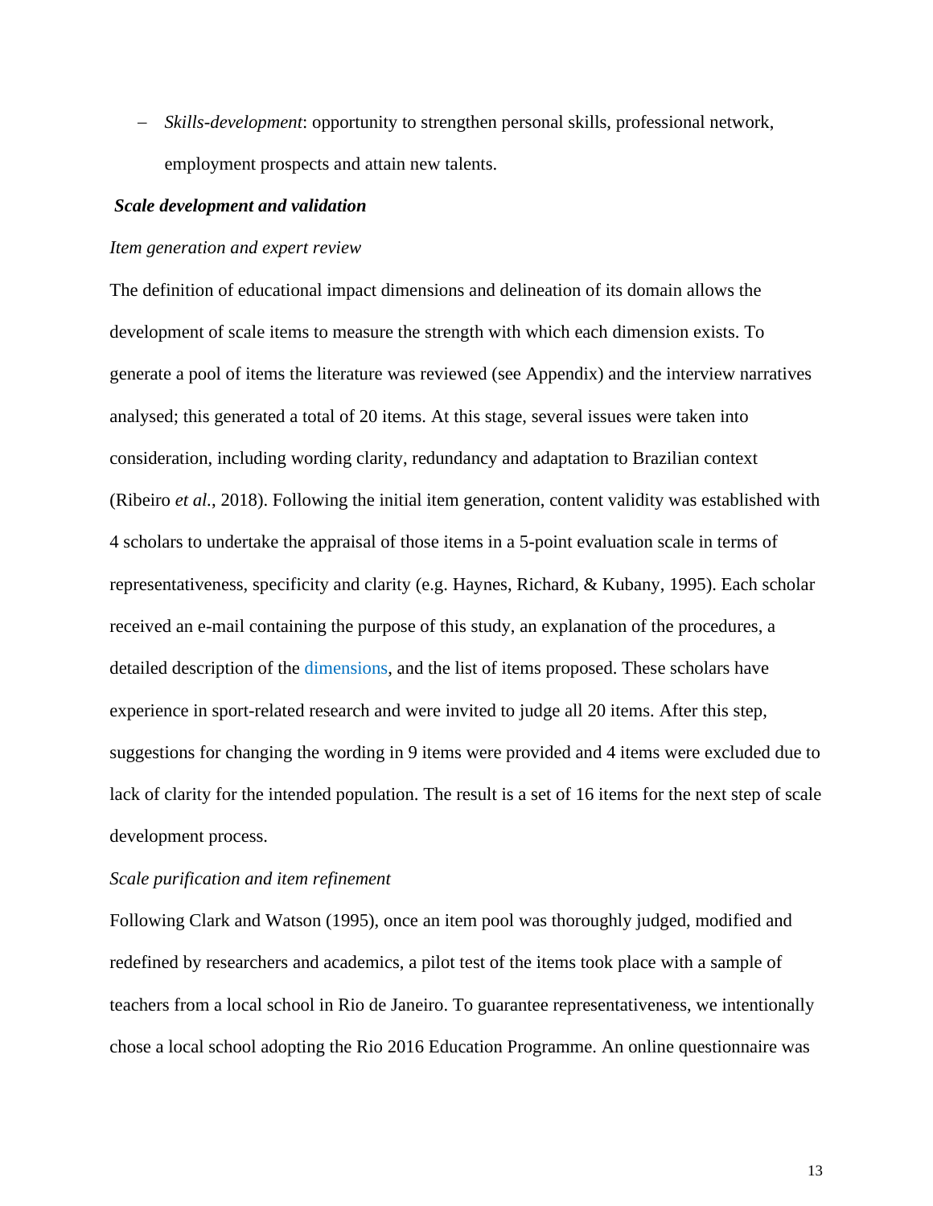- *Skills-development*: opportunity to strengthen personal skills, professional network, employment prospects and attain new talents.

### *Scale development and validation*

*Item generation and expert review*

The definition of educational impact dimensions and delineation of its domain allows the development of scale items to measure the strength with which each dimension exists. To generate a pool of items the literature was reviewed (see Appendix) and the interview narratives analysed; this generated a total of 20 items. At this stage, several issues were taken into consideration, including wording clarity, redundancy and adaptation to Brazilian context (Ribeiro *et al.*, 2018). Following the initial item generation, content validity was established with 4 scholars to undertake the appraisal of those items in a 5-point evaluation scale in terms of representativeness, specificity and clarity (e.g. Haynes, Richard, & Kubany, 1995). Each scholar received an e-mail containing the purpose of this study, an explanation of the procedures, a detailed description of the dimensions, and the list of items proposed. These scholars have experience in sport-related research and were invited to judge all 20 items. After this step, suggestions for changing the wording in 9 items were provided and 4 items were excluded due to lack of clarity for the intended population. The result is a set of 16 items for the next step of scale development process.

*Scale purification and item refinement*

Following Clark and Watson (1995), once an item pool was thoroughly judged, modified and redefined by researchers and academics, a pilot test of the items took place with a sample of teachers from a local school in Rio de Janeiro. To guarantee representativeness, we intentionally chose a local school adopting the Rio 2016 Education Programme. An online questionnaire was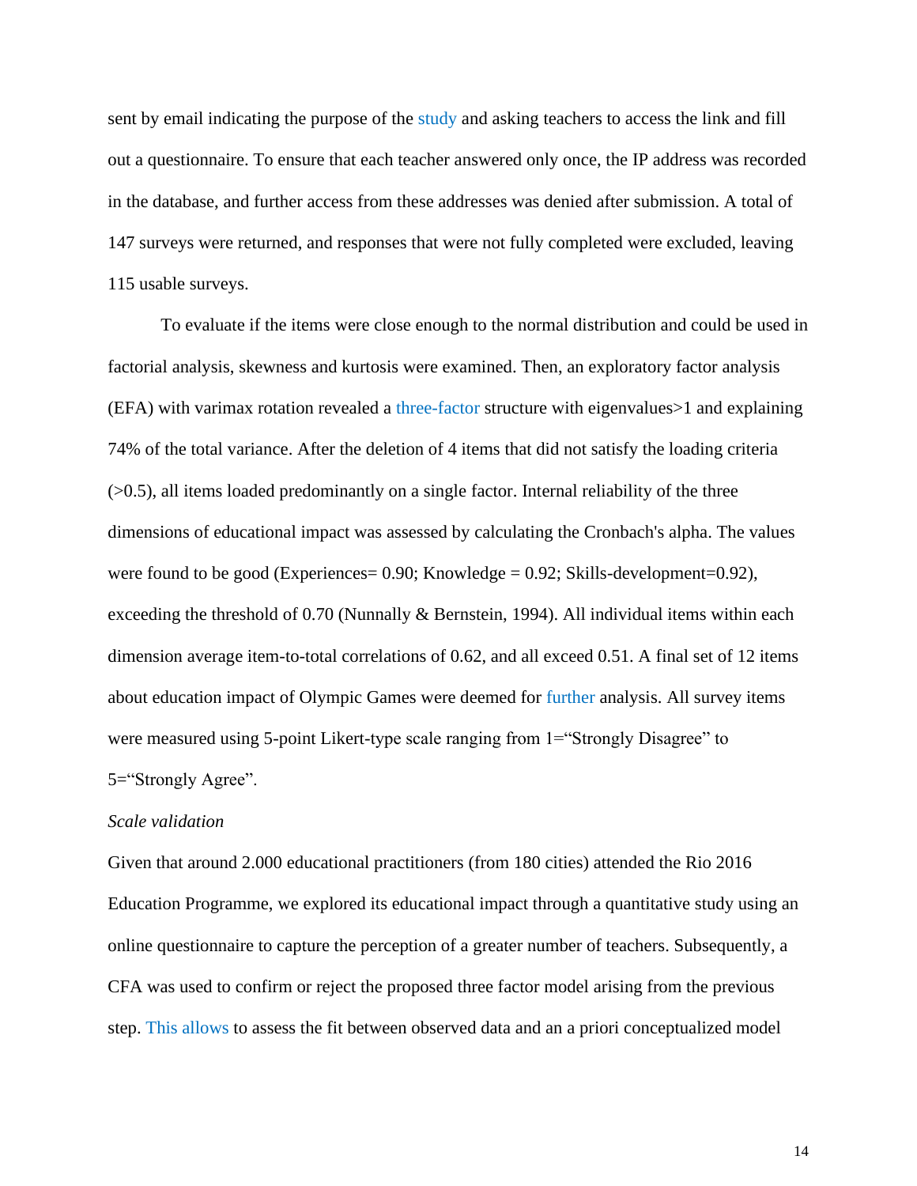sent by email indicating the purpose of the study and asking teachers to access the link and fill out a questionnaire. To ensure that each teacher answered only once, the IP address was recorded in the database, and further access from these addresses was denied after submission. A total of 147 surveys were returned, and responses that were not fully completed were excluded, leaving 115 usable surveys.

To evaluate if the items were close enough to the normal distribution and could be used in factorial analysis, skewness and kurtosis were examined. Then, an exploratory factor analysis (EFA) with varimax rotation revealed a three-factor structure with eigenvalues>1 and explaining 74% of the total variance. After the deletion of 4 items that did not satisfy the loading criteria (>0.5), all items loaded predominantly on a single factor. Internal reliability of the three dimensions of educational impact was assessed by calculating the Cronbach's alpha. The values were found to be good (Experiences= 0.90; Knowledge = 0.92; Skills-development=0.92), exceeding the threshold of 0.70 (Nunnally & Bernstein, 1994). All individual items within each dimension average item-to-total correlations of 0.62, and all exceed 0.51. A final set of 12 items about education impact of Olympic Games were deemed for further analysis. All survey items were measured using 5-point Likert-type scale ranging from 1="Strongly Disagree" to 5="Strongly Agree".

*Scale validation*

Given that around 2.000 educational practitioners (from 180 cities) attended the Rio 2016 Education Programme, we explored its educational impact through a quantitative study using an online questionnaire to capture the perception of a greater number of teachers. Subsequently, a CFA was used to confirm or reject the proposed three factor model arising from the previous step. This allows to assess the fit between observed data and an a priori conceptualized model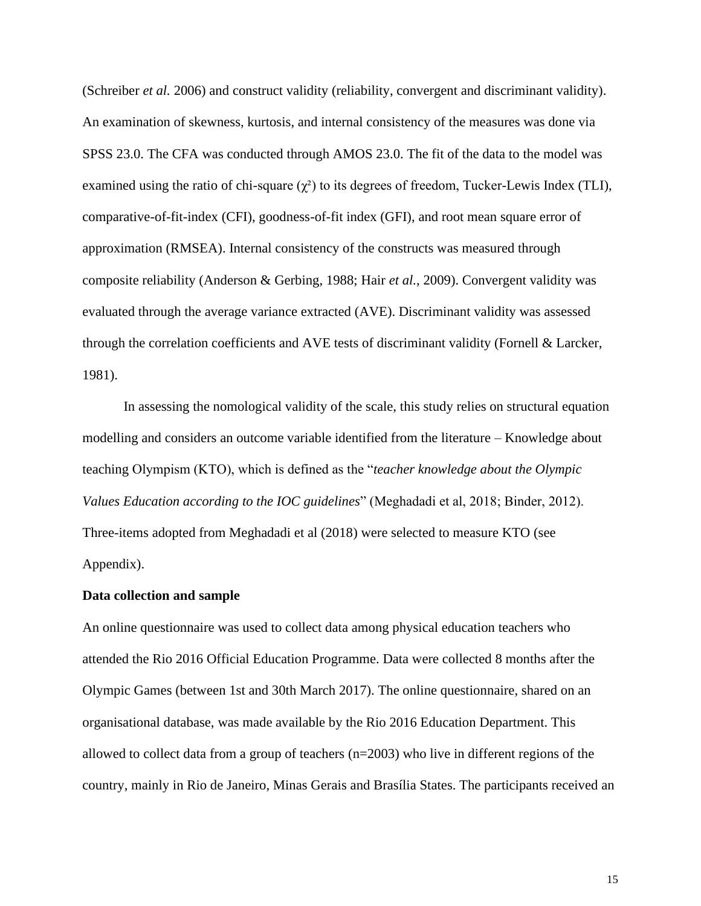(Schreiber *et al.* 2006) and construct validity (reliability, convergent and discriminant validity). An examination of skewness, kurtosis, and internal consistency of the measures was done via SPSS 23.0. The CFA was conducted through AMOS 23.0. The fit of the data to the model was examined using the ratio of chi-square ($\chi^2$) to its degrees of freedom, Tucker-Lewis Index (TLI), comparative-of-fit-index (CFI), goodness-of-fit index (GFI), and root mean square error of approximation (RMSEA). Internal consistency of the constructs was measured through composite reliability (Anderson & Gerbing, 1988; Hair *et al.*, 2009). Convergent validity was evaluated through the average variance extracted (AVE). Discriminant validity was assessed through the correlation coefficients and AVE tests of discriminant validity (Fornell & Larcker, 1981).

In assessing the nomological validity of the scale, this study relies on structural equation modelling and considers an outcome variable identified from the literature – Knowledge about teaching Olympism (KTO), which is defined as the "*teacher knowledge about the Olympic Values Education according to the IOC guidelines*" (Meghadadi et al, 2018; Binder, 2012). Three-items adopted from Meghadadi et al (2018) were selected to measure KTO (see Appendix).

**Data collection and sample**

An online questionnaire was used to collect data among physical education teachers who attended the Rio 2016 Official Education Programme. Data were collected 8 months after the Olympic Games (between 1st and 30th March 2017). The online questionnaire, shared on an organisational database, was made available by the Rio 2016 Education Department. This allowed to collect data from a group of teachers (n=2003) who live in different regions of the country, mainly in Rio de Janeiro, Minas Gerais and Brasília States. The participants received an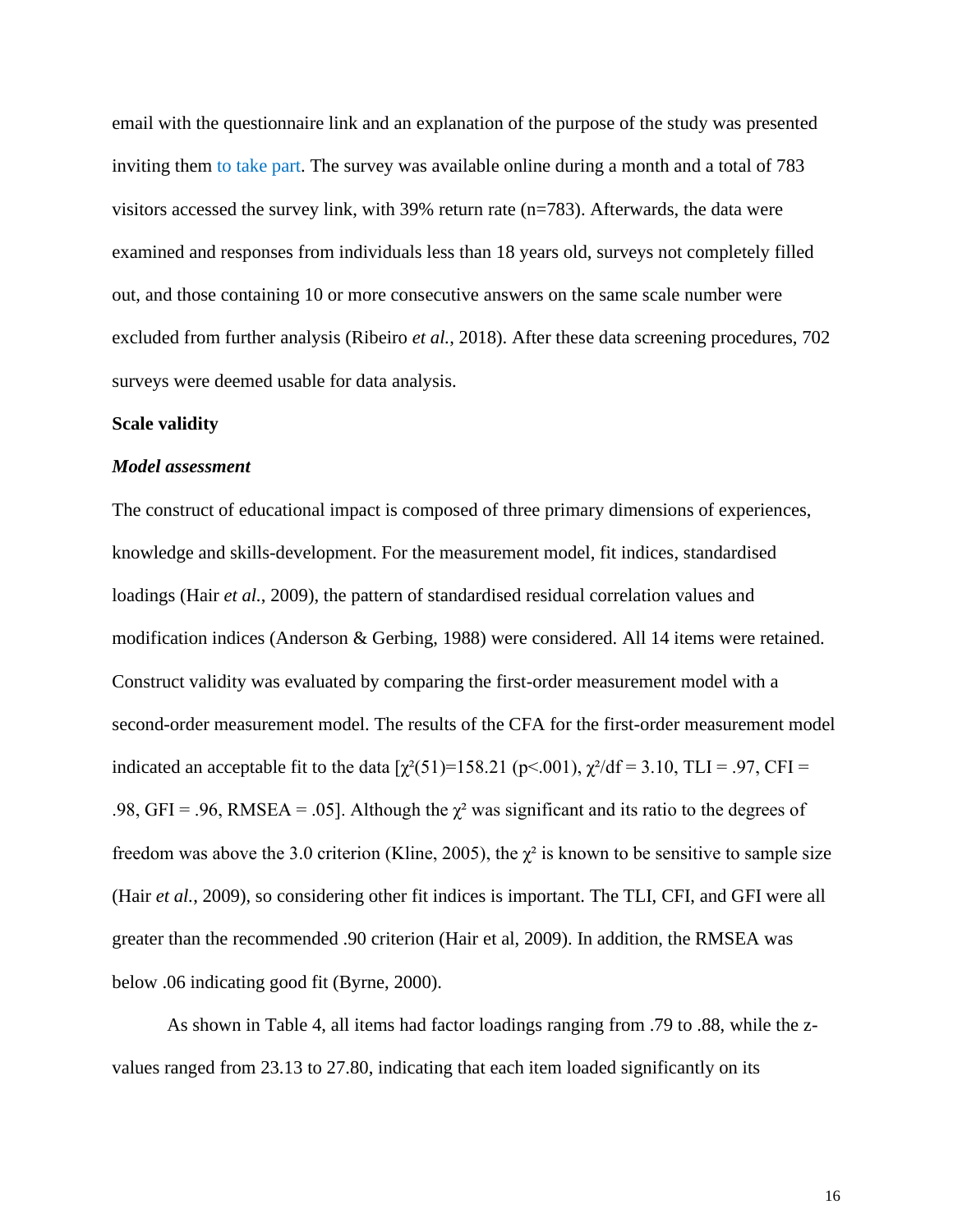email with the questionnaire link and an explanation of the purpose of the study was presented inviting them to take part. The survey was available online during a month and a total of 783 visitors accessed the survey link, with 39% return rate (n=783). Afterwards, the data were examined and responses from individuals less than 18 years old, surveys not completely filled out, and those containing 10 or more consecutive answers on the same scale number were excluded from further analysis (Ribeiro *et al.*, 2018). After these data screening procedures, 702 surveys were deemed usable for data analysis.

**Scale validity**

***Model assessment***

The construct of educational impact is composed of three primary dimensions of experiences, knowledge and skills-development. For the measurement model, fit indices, standardised loadings (Hair *et al.*, 2009), the pattern of standardised residual correlation values and modification indices (Anderson & Gerbing, 1988) were considered. All 14 items were retained. Construct validity was evaluated by comparing the first-order measurement model with a second-order measurement model. The results of the CFA for the first-order measurement model indicated an acceptable fit to the data [$\chi^2(51)=158.21$ ($p<.001$), $\chi^2/df = 3.10$, TLI = .97, CFI = .98, GFI = .96, RMSEA = .05]. Although the $\chi^2$ was significant and its ratio to the degrees of freedom was above the 3.0 criterion (Kline, 2005), the $\chi^2$ is known to be sensitive to sample size (Hair *et al.*, 2009), so considering other fit indices is important. The TLI, CFI, and GFI were all greater than the recommended .90 criterion (Hair et al, 2009). In addition, the RMSEA was below .06 indicating good fit (Byrne, 2000).

As shown in Table 4, all items had factor loadings ranging from .79 to .88, while the z-values ranged from 23.13 to 27.80, indicating that each item loaded significantly on its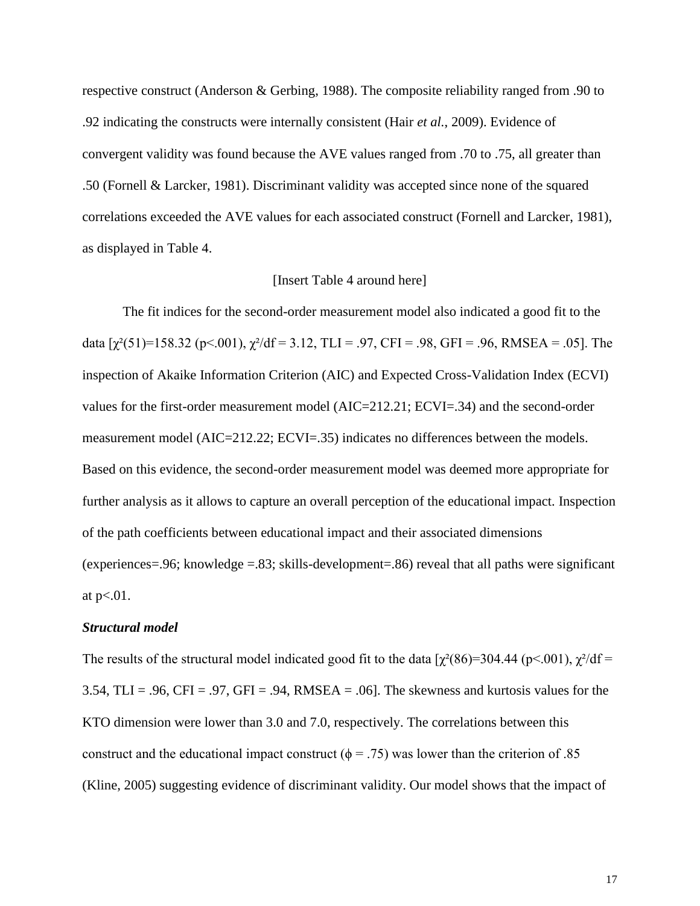respective construct (Anderson & Gerbing, 1988). The composite reliability ranged from .90 to .92 indicating the constructs were internally consistent (Hair *et al.*, 2009). Evidence of convergent validity was found because the AVE values ranged from .70 to .75, all greater than .50 (Fornell & Larcker, 1981). Discriminant validity was accepted since none of the squared correlations exceeded the AVE values for each associated construct (Fornell and Larcker, 1981), as displayed in Table 4.

[Insert Table 4 around here]

The fit indices for the second-order measurement model also indicated a good fit to the data [$\chi^2(51)=158.32$ ($p<.001$), $\chi^2/df = 3.12$, TLI = .97, CFI = .98, GFI = .96, RMSEA = .05]. The inspection of Akaike Information Criterion (AIC) and Expected Cross-Validation Index (ECVI) values for the first-order measurement model (AIC=212.21; ECVI=.34) and the second-order measurement model (AIC=212.22; ECVI=.35) indicates no differences between the models. Based on this evidence, the second-order measurement model was deemed more appropriate for further analysis as it allows to capture an overall perception of the educational impact. Inspection of the path coefficients between educational impact and their associated dimensions (experiences=.96; knowledge =.83; skills-development=.86) reveal that all paths were significant at $p<.01$.

***Structural model***

The results of the structural model indicated good fit to the data [$\chi^2(86)=304.44$ ($p<.001$), $\chi^2/df = 3.54$, TLI = .96, CFI = .97, GFI = .94, RMSEA = .06]. The skewness and kurtosis values for the KTO dimension were lower than 3.0 and 7.0, respectively. The correlations between this construct and the educational impact construct ($\phi = .75$) was lower than the criterion of .85 (Kline, 2005) suggesting evidence of discriminant validity. Our model shows that the impact of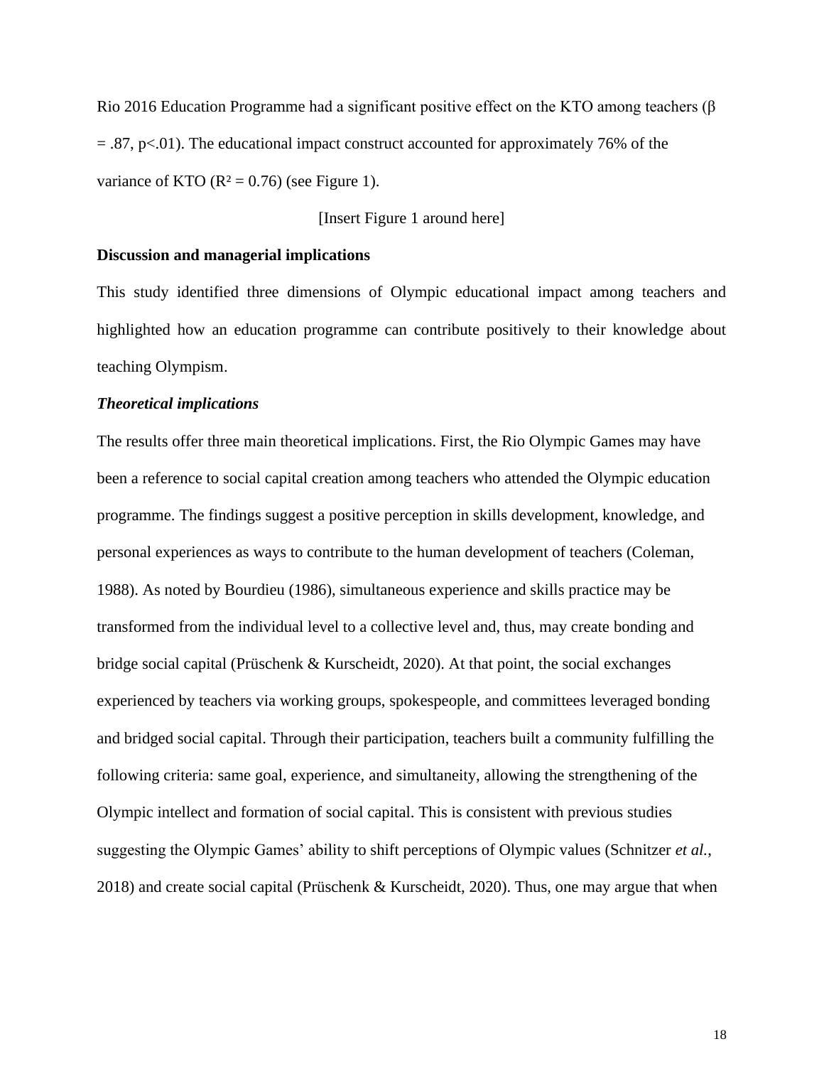Rio 2016 Education Programme had a significant positive effect on the KTO among teachers ($\beta = .87$, $p<.01$). The educational impact construct accounted for approximately 76% of the variance of KTO ($R^2 = 0.76$) (see Figure 1).

[Insert Figure 1 around here]

**Discussion and managerial implications**

This study identified three dimensions of Olympic educational impact among teachers and highlighted how an education programme can contribute positively to their knowledge about teaching Olympism.

***Theoretical implications***

The results offer three main theoretical implications. First, the Rio Olympic Games may have been a reference to social capital creation among teachers who attended the Olympic education programme. The findings suggest a positive perception in skills development, knowledge, and personal experiences as ways to contribute to the human development of teachers (Coleman, 1988). As noted by Bourdieu (1986), simultaneous experience and skills practice may be transformed from the individual level to a collective level and, thus, may create bonding and bridge social capital (Prüschenk & Kurscheidt, 2020). At that point, the social exchanges experienced by teachers via working groups, spokespeople, and committees leveraged bonding and bridged social capital. Through their participation, teachers built a community fulfilling the following criteria: same goal, experience, and simultaneity, allowing the strengthening of the Olympic intellect and formation of social capital. This is consistent with previous studies suggesting the Olympic Games' ability to shift perceptions of Olympic values (Schnitzer *et al.*, 2018) and create social capital (Prüschenk & Kurscheidt, 2020). Thus, one may argue that when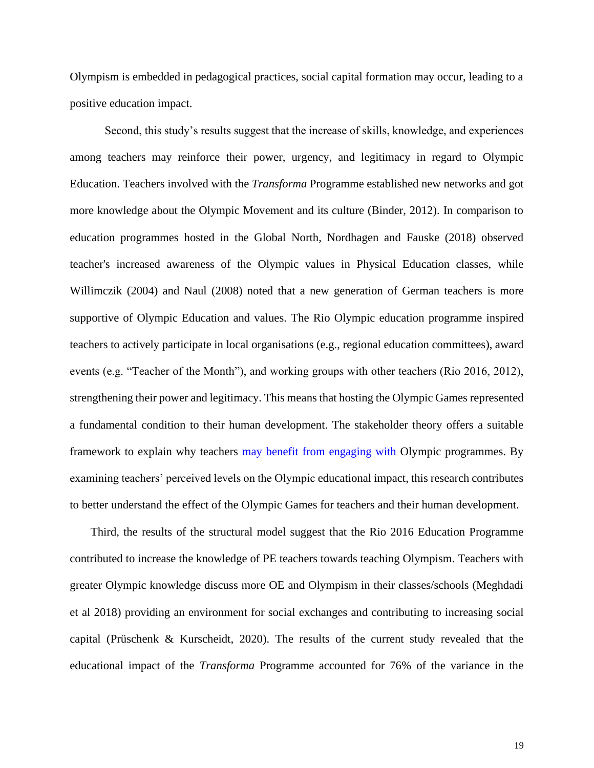Olympism is embedded in pedagogical practices, social capital formation may occur, leading to a positive education impact.

Second, this study's results suggest that the increase of skills, knowledge, and experiences among teachers may reinforce their power, urgency, and legitimacy in regard to Olympic Education. Teachers involved with the *Transforma* Programme established new networks and got more knowledge about the Olympic Movement and its culture (Binder, 2012). In comparison to education programmes hosted in the Global North, Nordhagen and Fauske (2018) observed teacher's increased awareness of the Olympic values in Physical Education classes, while Willimczik (2004) and Naul (2008) noted that a new generation of German teachers is more supportive of Olympic Education and values. The Rio Olympic education programme inspired teachers to actively participate in local organisations (e.g., regional education committees), award events (e.g. "Teacher of the Month"), and working groups with other teachers (Rio 2016, 2012), strengthening their power and legitimacy. This means that hosting the Olympic Games represented a fundamental condition to their human development. The stakeholder theory offers a suitable framework to explain why teachers may benefit from engaging with Olympic programmes. By examining teachers' perceived levels on the Olympic educational impact, this research contributes to better understand the effect of the Olympic Games for teachers and their human development.

Third, the results of the structural model suggest that the Rio 2016 Education Programme contributed to increase the knowledge of PE teachers towards teaching Olympism. Teachers with greater Olympic knowledge discuss more OE and Olympism in their classes/schools (Meghdadi et al 2018) providing an environment for social exchanges and contributing to increasing social capital (Prüschenk & Kurscheidt, 2020). The results of the current study revealed that the educational impact of the *Transforma* Programme accounted for 76% of the variance in the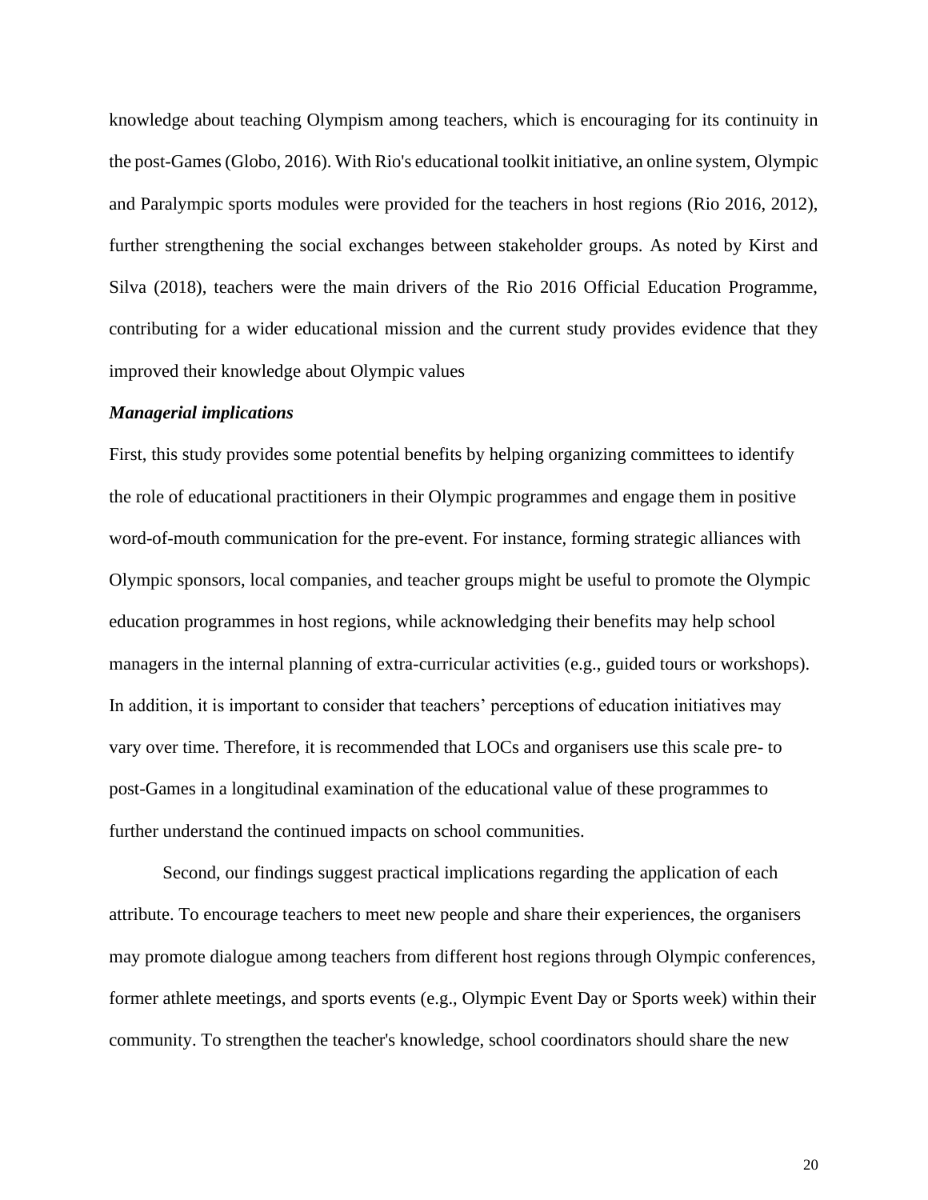knowledge about teaching Olympism among teachers, which is encouraging for its continuity in the post-Games (Globo, 2016). With Rio's educational toolkit initiative, an online system, Olympic and Paralympic sports modules were provided for the teachers in host regions (Rio 2016, 2012), further strengthening the social exchanges between stakeholder groups. As noted by Kirst and Silva (2018), teachers were the main drivers of the Rio 2016 Official Education Programme, contributing for a wider educational mission and the current study provides evidence that they improved their knowledge about Olympic values

***Managerial implications***

First, this study provides some potential benefits by helping organizing committees to identify the role of educational practitioners in their Olympic programmes and engage them in positive word-of-mouth communication for the pre-event. For instance, forming strategic alliances with Olympic sponsors, local companies, and teacher groups might be useful to promote the Olympic education programmes in host regions, while acknowledging their benefits may help school managers in the internal planning of extra-curricular activities (e.g., guided tours or workshops). In addition, it is important to consider that teachers' perceptions of education initiatives may vary over time. Therefore, it is recommended that LOCs and organisers use this scale pre- to post-Games in a longitudinal examination of the educational value of these programmes to further understand the continued impacts on school communities.

Second, our findings suggest practical implications regarding the application of each attribute. To encourage teachers to meet new people and share their experiences, the organisers may promote dialogue among teachers from different host regions through Olympic conferences, former athlete meetings, and sports events (e.g., Olympic Event Day or Sports week) within their community. To strengthen the teacher's knowledge, school coordinators should share the new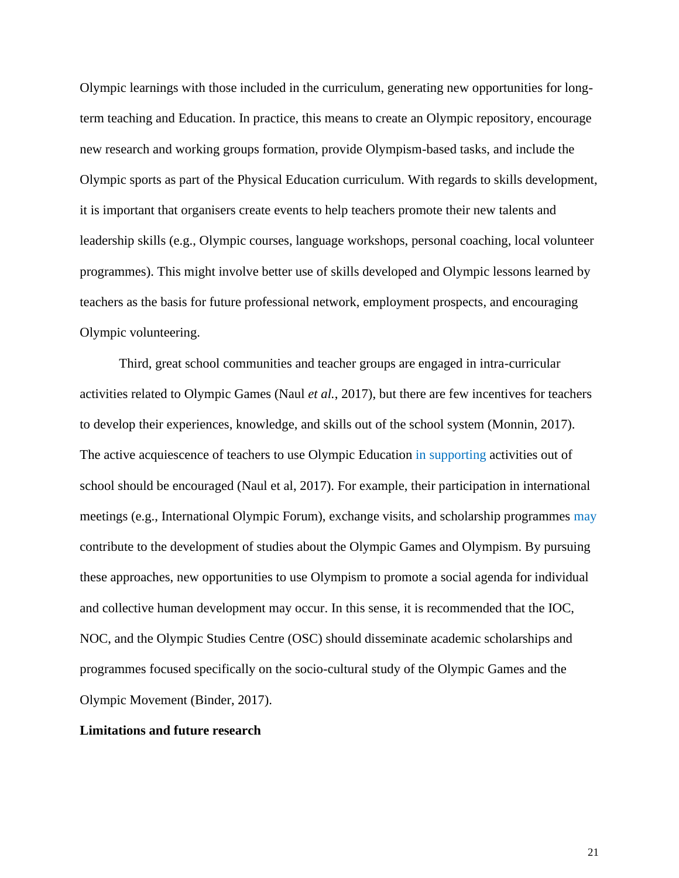Olympic learnings with those included in the curriculum, generating new opportunities for long-term teaching and Education. In practice, this means to create an Olympic repository, encourage new research and working groups formation, provide Olympism-based tasks, and include the Olympic sports as part of the Physical Education curriculum. With regards to skills development, it is important that organisers create events to help teachers promote their new talents and leadership skills (e.g., Olympic courses, language workshops, personal coaching, local volunteer programmes). This might involve better use of skills developed and Olympic lessons learned by teachers as the basis for future professional network, employment prospects, and encouraging Olympic volunteering.

Third, great school communities and teacher groups are engaged in intra-curricular activities related to Olympic Games (Naul *et al.*, 2017), but there are few incentives for teachers to develop their experiences, knowledge, and skills out of the school system (Monnin, 2017). The active acquiescence of teachers to use Olympic Education in supporting activities out of school should be encouraged (Naul et al, 2017). For example, their participation in international meetings (e.g., International Olympic Forum), exchange visits, and scholarship programmes may contribute to the development of studies about the Olympic Games and Olympism. By pursuing these approaches, new opportunities to use Olympism to promote a social agenda for individual and collective human development may occur. In this sense, it is recommended that the IOC, NOC, and the Olympic Studies Centre (OSC) should disseminate academic scholarships and programmes focused specifically on the socio-cultural study of the Olympic Games and the Olympic Movement (Binder, 2017).

**Limitations and future research**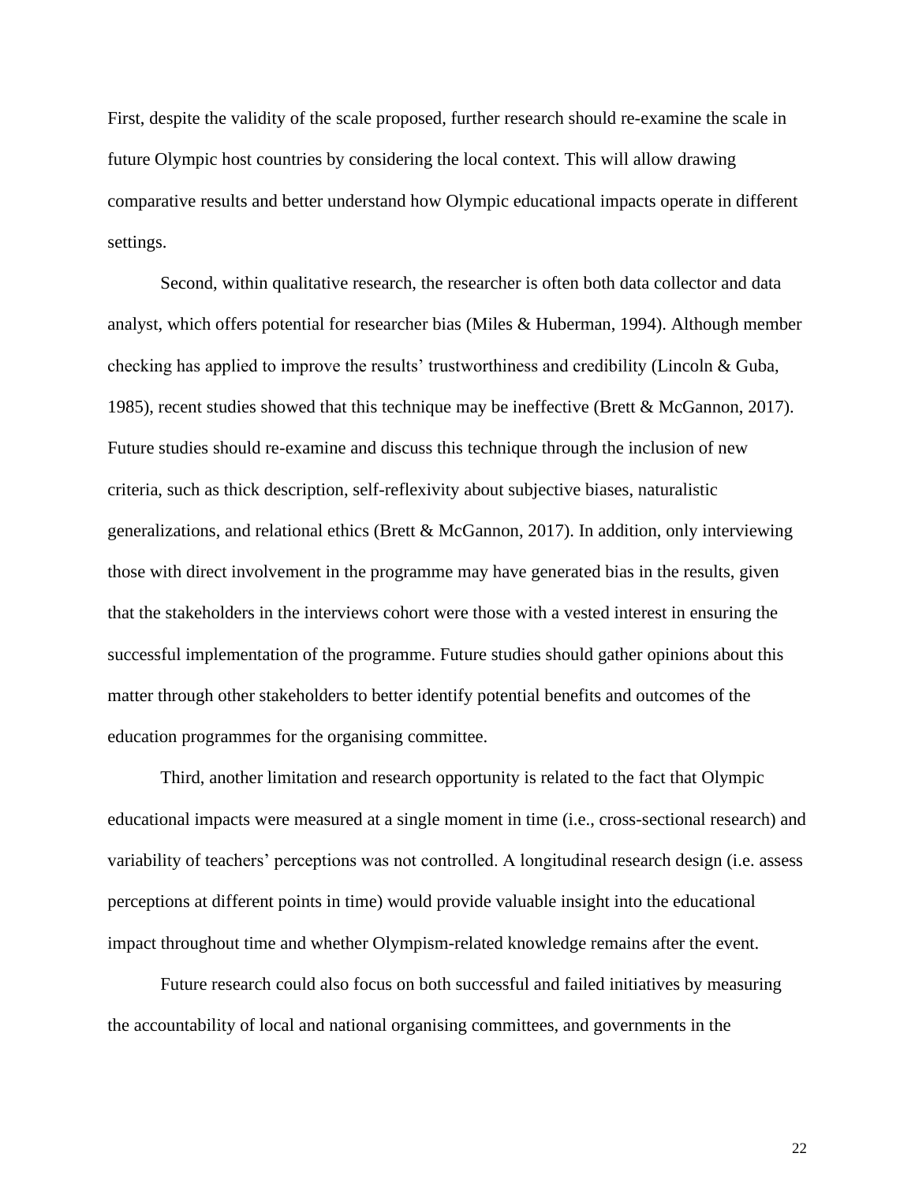First, despite the validity of the scale proposed, further research should re-examine the scale in future Olympic host countries by considering the local context. This will allow drawing comparative results and better understand how Olympic educational impacts operate in different settings.

Second, within qualitative research, the researcher is often both data collector and data analyst, which offers potential for researcher bias (Miles & Huberman, 1994). Although member checking has applied to improve the results' trustworthiness and credibility (Lincoln & Guba, 1985), recent studies showed that this technique may be ineffective (Brett & McGannon, 2017). Future studies should re-examine and discuss this technique through the inclusion of new criteria, such as thick description, self-reflexivity about subjective biases, naturalistic generalizations, and relational ethics (Brett & McGannon, 2017). In addition, only interviewing those with direct involvement in the programme may have generated bias in the results, given that the stakeholders in the interviews cohort were those with a vested interest in ensuring the successful implementation of the programme. Future studies should gather opinions about this matter through other stakeholders to better identify potential benefits and outcomes of the education programmes for the organising committee.

Third, another limitation and research opportunity is related to the fact that Olympic educational impacts were measured at a single moment in time (i.e., cross-sectional research) and variability of teachers' perceptions was not controlled. A longitudinal research design (i.e. assess perceptions at different points in time) would provide valuable insight into the educational impact throughout time and whether Olympism-related knowledge remains after the event.

Future research could also focus on both successful and failed initiatives by measuring the accountability of local and national organising committees, and governments in the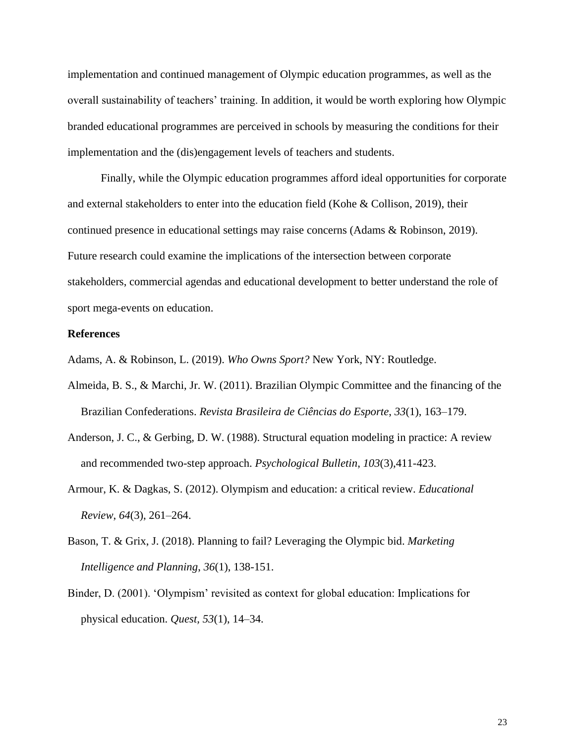implementation and continued management of Olympic education programmes, as well as the overall sustainability of teachers' training. In addition, it would be worth exploring how Olympic branded educational programmes are perceived in schools by measuring the conditions for their implementation and the (dis)engagement levels of teachers and students.

Finally, while the Olympic education programmes afford ideal opportunities for corporate and external stakeholders to enter into the education field (Kohe & Collison, 2019), their continued presence in educational settings may raise concerns (Adams & Robinson, 2019). Future research could examine the implications of the intersection between corporate stakeholders, commercial agendas and educational development to better understand the role of sport mega-events on education.

**References**

Adams, A. & Robinson, L. (2019). *Who Owns Sport?* New York, NY: Routledge.

Almeida, B. S., & Marchi, Jr. W. (2011). Brazilian Olympic Committee and the financing of the Brazilian Confederations. *Revista Brasileira de Ciências do Esporte*, *33*(1), 163–179.

Anderson, J. C., & Gerbing, D. W. (1988). Structural equation modeling in practice: A review and recommended two-step approach. *Psychological Bulletin*, *103*(3),411-423.

Armour, K. & Dagkas, S. (2012). Olympism and education: a critical review. *Educational Review*, *64*(3), 261–264.

Bason, T. & Grix, J. (2018). Planning to fail? Leveraging the Olympic bid. *Marketing Intelligence and Planning*, *36*(1), 138-151.

Binder, D. (2001). 'Olympism' revisited as context for global education: Implications for physical education. *Quest, 53*(1), 14–34.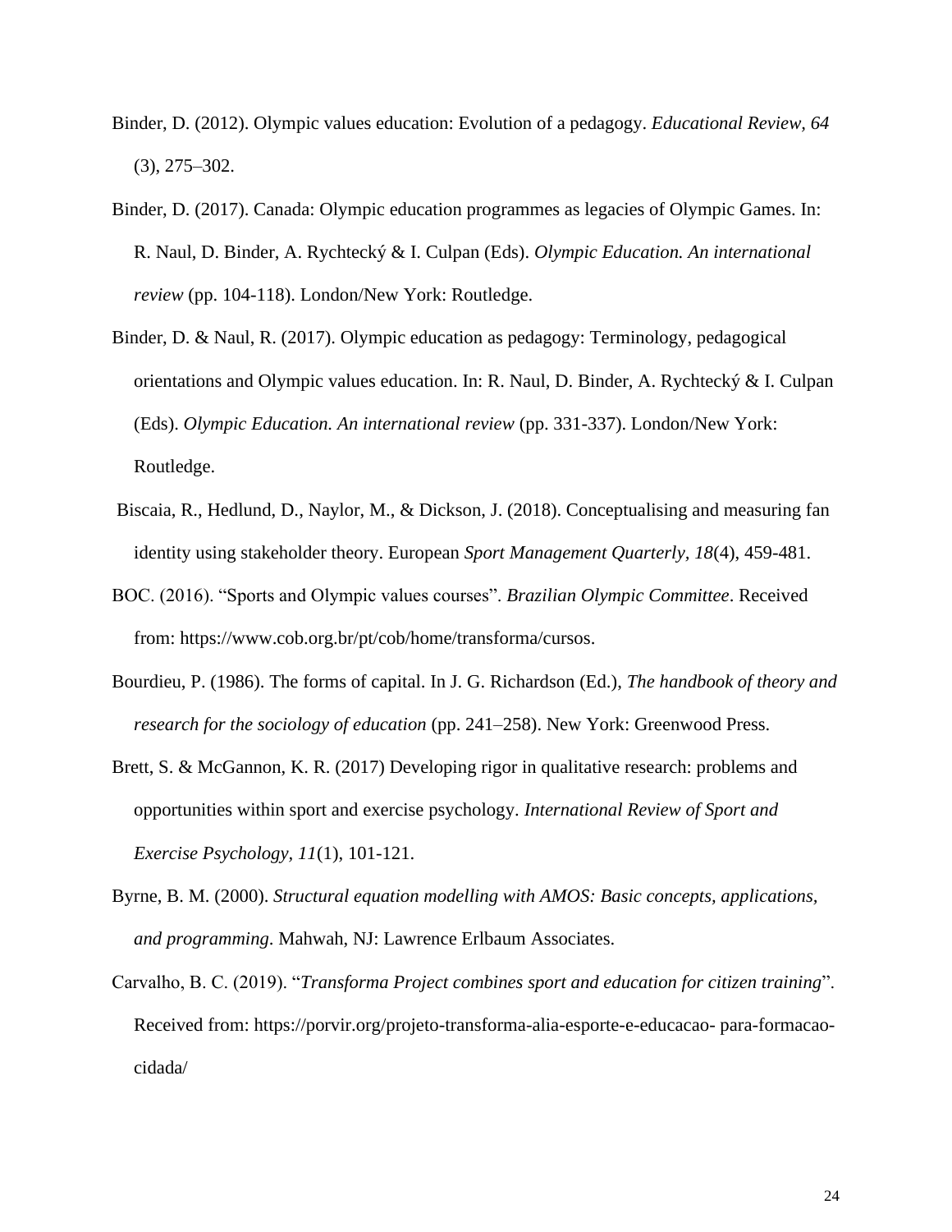Binder, D. (2012). Olympic values education: Evolution of a pedagogy. *Educational Review, 64* (3), 275–302.

Binder, D. (2017). Canada: Olympic education programmes as legacies of Olympic Games. In: R. Naul, D. Binder, A. Rychtecký & I. Culpan (Eds). *Olympic Education. An international review* (pp. 104-118). London/New York: Routledge.

Binder, D. & Naul, R. (2017). Olympic education as pedagogy: Terminology, pedagogical orientations and Olympic values education. In: R. Naul, D. Binder, A. Rychtecký & I. Culpan (Eds). *Olympic Education. An international review* (pp. 331-337). London/New York: Routledge.

Biscaia, R., Hedlund, D., Naylor, M., & Dickson, J. (2018). Conceptualising and measuring fan identity using stakeholder theory. European *Sport Management Quarterly, 18*(4), 459-481.

BOC. (2016). "Sports and Olympic values courses". *Brazilian Olympic Committee*. Received from: https://www.cob.org.br/pt/cob/home/transforma/cursos.

Bourdieu, P. (1986). The forms of capital. In J. G. Richardson (Ed.), *The handbook of theory and research for the sociology of education* (pp. 241–258). New York: Greenwood Press.

Brett, S. & McGannon, K. R. (2017) Developing rigor in qualitative research: problems and opportunities within sport and exercise psychology. *International Review of Sport and Exercise Psychology, 11*(1), 101-121.

Byrne, B. M. (2000). *Structural equation modelling with AMOS: Basic concepts, applications, and programming*. Mahwah, NJ: Lawrence Erlbaum Associates.

Carvalho, B. C. (2019). "*Transforma Project combines sport and education for citizen training*". Received from: https://porvir.org/projeto-transforma-alia-esporte-e-educacao- para-formacao-cidada/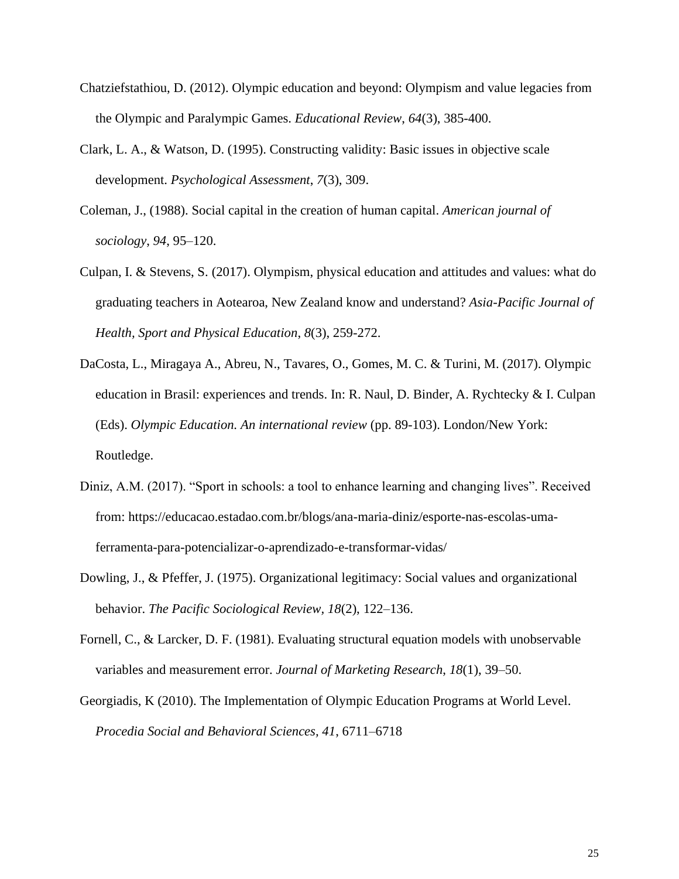Chatziefstathiou, D. (2012). Olympic education and beyond: Olympism and value legacies from the Olympic and Paralympic Games. *Educational Review*, *64*(3), 385-400.

Clark, L. A., & Watson, D. (1995). Constructing validity: Basic issues in objective scale development. *Psychological Assessment*, *7*(3), 309.

Coleman, J., (1988). Social capital in the creation of human capital. *American journal of sociology*, *94*, 95–120.

Culpan, I. & Stevens, S. (2017). Olympism, physical education and attitudes and values: what do graduating teachers in Aotearoa, New Zealand know and understand? *Asia-Pacific Journal of Health, Sport and Physical Education*, *8*(3), 259-272.

DaCosta, L., Miragaya A., Abreu, N., Tavares, O., Gomes, M. C. & Turini, M. (2017). Olympic education in Brasil: experiences and trends. In: R. Naul, D. Binder, A. Rychtecky & I. Culpan (Eds). *Olympic Education. An international review* (pp. 89-103). London/New York: Routledge.

Diniz, A.M. (2017). "Sport in schools: a tool to enhance learning and changing lives". Received from: https://educacao.estadao.com.br/blogs/ana-maria-diniz/esporte-nas-escolas-uma-ferramenta-para-potencializar-o-aprendizado-e-transformar-vidas/

Dowling, J., & Pfeffer, J. (1975). Organizational legitimacy: Social values and organizational behavior. *The Pacific Sociological Review*, *18*(2), 122–136.

Fornell, C., & Larcker, D. F. (1981). Evaluating structural equation models with unobservable variables and measurement error. *Journal of Marketing Research*, *18*(1), 39–50.

Georgiadis, K (2010). The Implementation of Olympic Education Programs at World Level. *Procedia Social and Behavioral Sciences, 41*, 6711–6718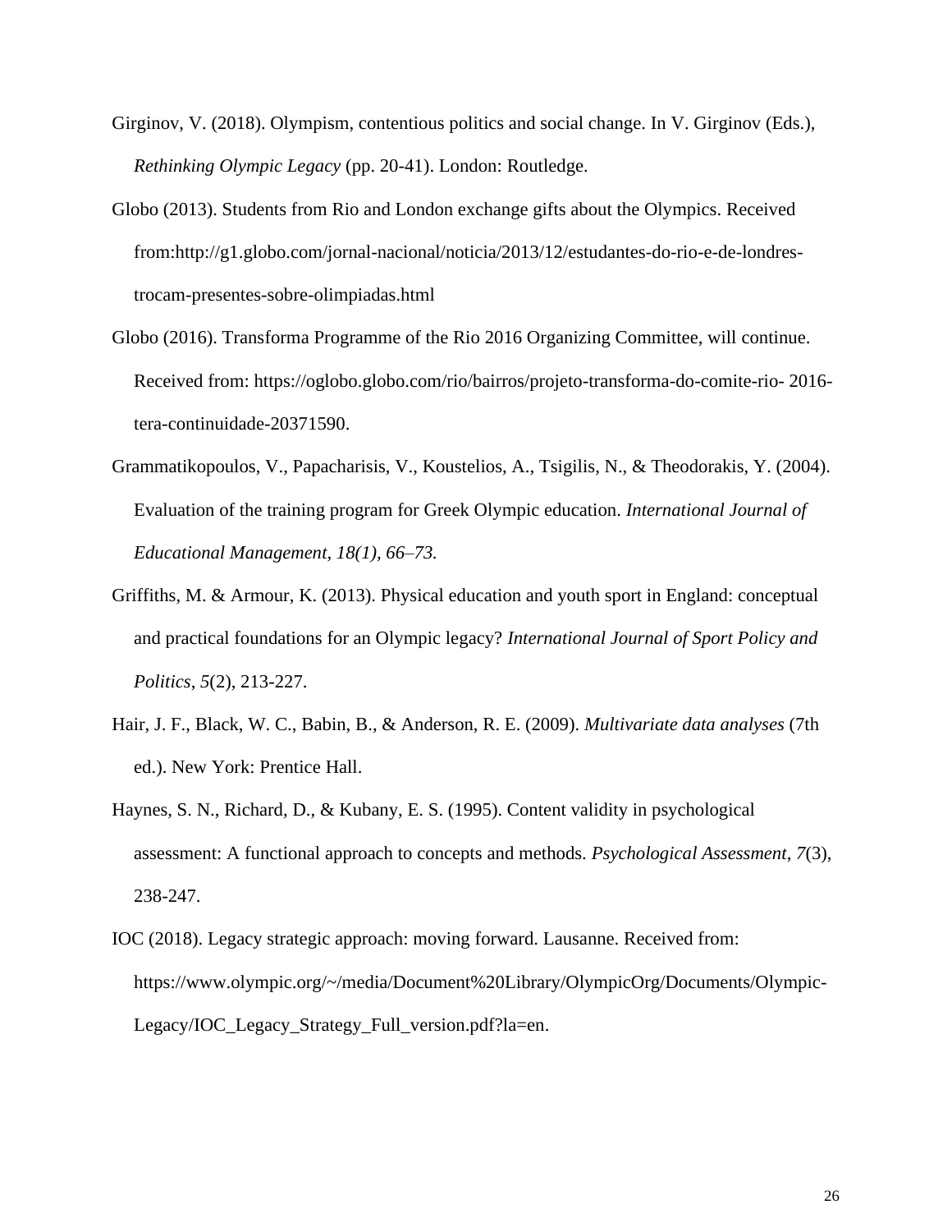Girginov, V. (2018). Olympism, contentious politics and social change. In V. Girginov (Eds.), *Rethinking Olympic Legacy* (pp. 20-41). London: Routledge.

Globo (2013). Students from Rio and London exchange gifts about the Olympics. Received from:http://g1.globo.com/jornal-nacional/noticia/2013/12/estudantes-do-rio-e-de-londres-trocam-presentes-sobre-olimpiadas.html

Globo (2016). Transforma Programme of the Rio 2016 Organizing Committee, will continue. Received from: https://oglobo.globo.com/rio/bairros/projeto-transforma-do-comite-rio- 2016-tera-continuidade-20371590.

Grammatikopoulos, V., Papacharisis, V., Koustelios, A., Tsigilis, N., & Theodorakis, Y. (2004). Evaluation of the training program for Greek Olympic education. *International Journal of Educational Management, 18(1), 66–73.*

Griffiths, M. & Armour, K. (2013). Physical education and youth sport in England: conceptual and practical foundations for an Olympic legacy? *International Journal of Sport Policy and Politics*, *5*(2), 213-227.

Hair, J. F., Black, W. C., Babin, B., & Anderson, R. E. (2009). *Multivariate data analyses* (7th ed.). New York: Prentice Hall.

Haynes, S. N., Richard, D., & Kubany, E. S. (1995). Content validity in psychological assessment: A functional approach to concepts and methods. *Psychological Assessment*, *7*(3), 238-247.

IOC (2018). Legacy strategic approach: moving forward. Lausanne. Received from: https://www.olympic.org/~/media/Document%20Library/OlympicOrg/Documents/Olympic-Legacy/IOC_Legacy_Strategy_Full_version.pdf?la=en.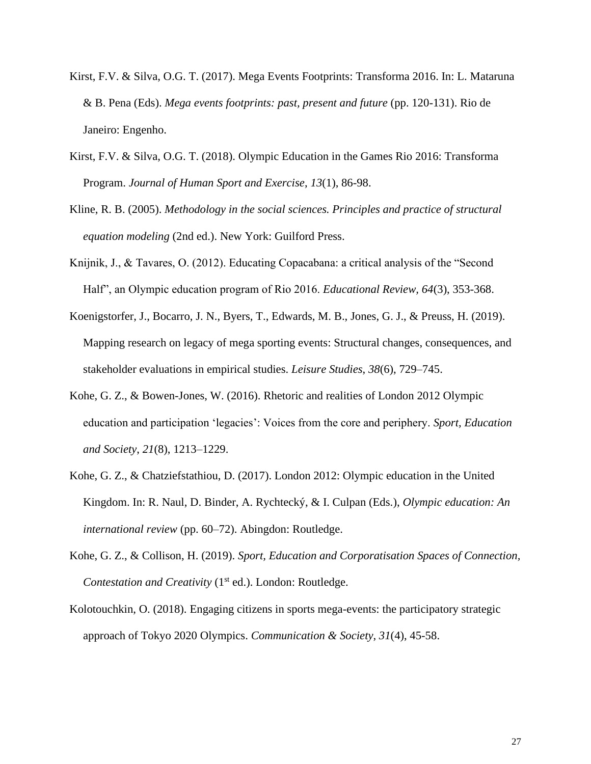Kirst, F.V. & Silva, O.G. T. (2017). Mega Events Footprints: Transforma 2016. In: L. Mataruna & B. Pena (Eds). *Mega events footprints: past, present and future* (pp. 120-131). Rio de Janeiro: Engenho.

Kirst, F.V. & Silva, O.G. T. (2018). Olympic Education in the Games Rio 2016: Transforma Program. *Journal of Human Sport and Exercise*, *13*(1), 86-98.

Kline, R. B. (2005). *Methodology in the social sciences. Principles and practice of structural equation modeling* (2nd ed.). New York: Guilford Press.

Knijnik, J., & Tavares, O. (2012). Educating Copacabana: a critical analysis of the "Second Half", an Olympic education program of Rio 2016. *Educational Review, 64*(3), 353-368.

Koenigstorfer, J., Bocarro, J. N., Byers, T., Edwards, M. B., Jones, G. J., & Preuss, H. (2019). Mapping research on legacy of mega sporting events: Structural changes, consequences, and stakeholder evaluations in empirical studies. *Leisure Studies*, *38*(6), 729–745.

Kohe, G. Z., & Bowen-Jones, W. (2016). Rhetoric and realities of London 2012 Olympic education and participation 'legacies': Voices from the core and periphery. *Sport, Education and Society*, *21*(8), 1213–1229.

Kohe, G. Z., & Chatziefstathiou, D. (2017). London 2012: Olympic education in the United Kingdom. In: R. Naul, D. Binder, A. Rychtecký, & I. Culpan (Eds.), *Olympic education: An international review* (pp. 60–72). Abingdon: Routledge.

Kohe, G. Z., & Collison, H. (2019). *Sport, Education and Corporatisation Spaces of Connection, Contestation and Creativity* (1st ed.). London: Routledge.

Kolotouchkin, O. (2018). Engaging citizens in sports mega-events: the participatory strategic approach of Tokyo 2020 Olympics. *Communication & Society*, *31*(4), 45-58.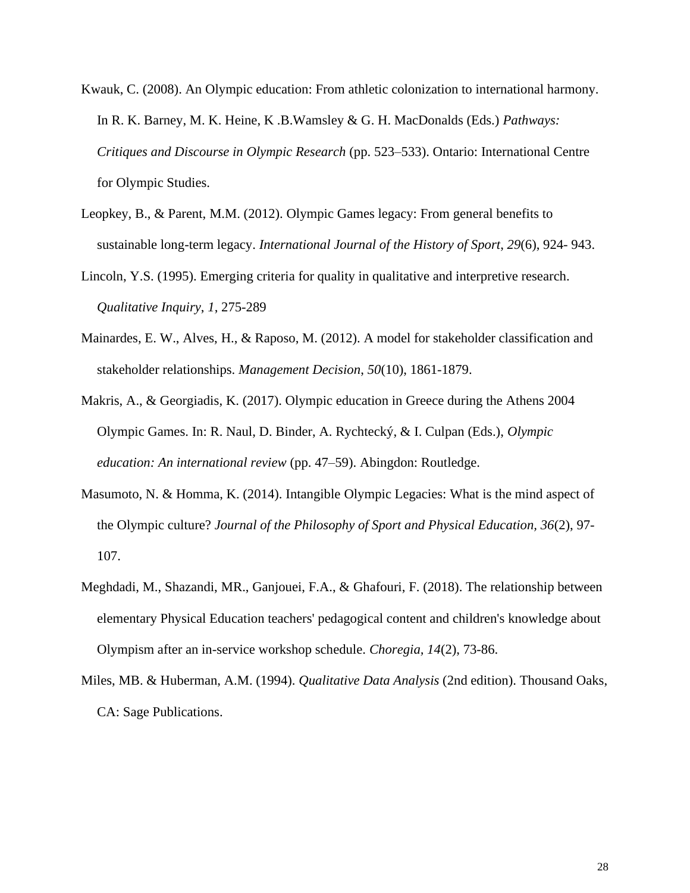Kwauk, C. (2008). An Olympic education: From athletic colonization to international harmony. In R. K. Barney, M. K. Heine, K .B.Wamsley & G. H. MacDonalds (Eds.) *Pathways: Critiques and Discourse in Olympic Research* (pp. 523–533). Ontario: International Centre for Olympic Studies.

Leopkey, B., & Parent, M.M. (2012). Olympic Games legacy: From general benefits to sustainable long-term legacy. *International Journal of the History of Sport*, *29*(6), 924- 943.

Lincoln, Y.S. (1995). Emerging criteria for quality in qualitative and interpretive research. *Qualitative Inquiry*, *1*, 275-289

Mainardes, E. W., Alves, H., & Raposo, M. (2012). A model for stakeholder classification and stakeholder relationships. *Management Decision*, *50*(10), 1861-1879.

Makris, A., & Georgiadis, K. (2017). Olympic education in Greece during the Athens 2004 Olympic Games. In: R. Naul, D. Binder, A. Rychtecký, & I. Culpan (Eds.), *Olympic education: An international review* (pp. 47–59). Abingdon: Routledge.

Masumoto, N. & Homma, K. (2014). Intangible Olympic Legacies: What is the mind aspect of the Olympic culture? *Journal of the Philosophy of Sport and Physical Education, 36*(2), 97-107.

Meghdadi, M., Shazandi, MR., Ganjouei, F.A., & Ghafouri, F. (2018). The relationship between elementary Physical Education teachers' pedagogical content and children's knowledge about Olympism after an in-service workshop schedule. *Choregia, 14*(2), 73-86.

Miles, MB. & Huberman, A.M. (1994). *Qualitative Data Analysis* (2nd edition). Thousand Oaks, CA: Sage Publications.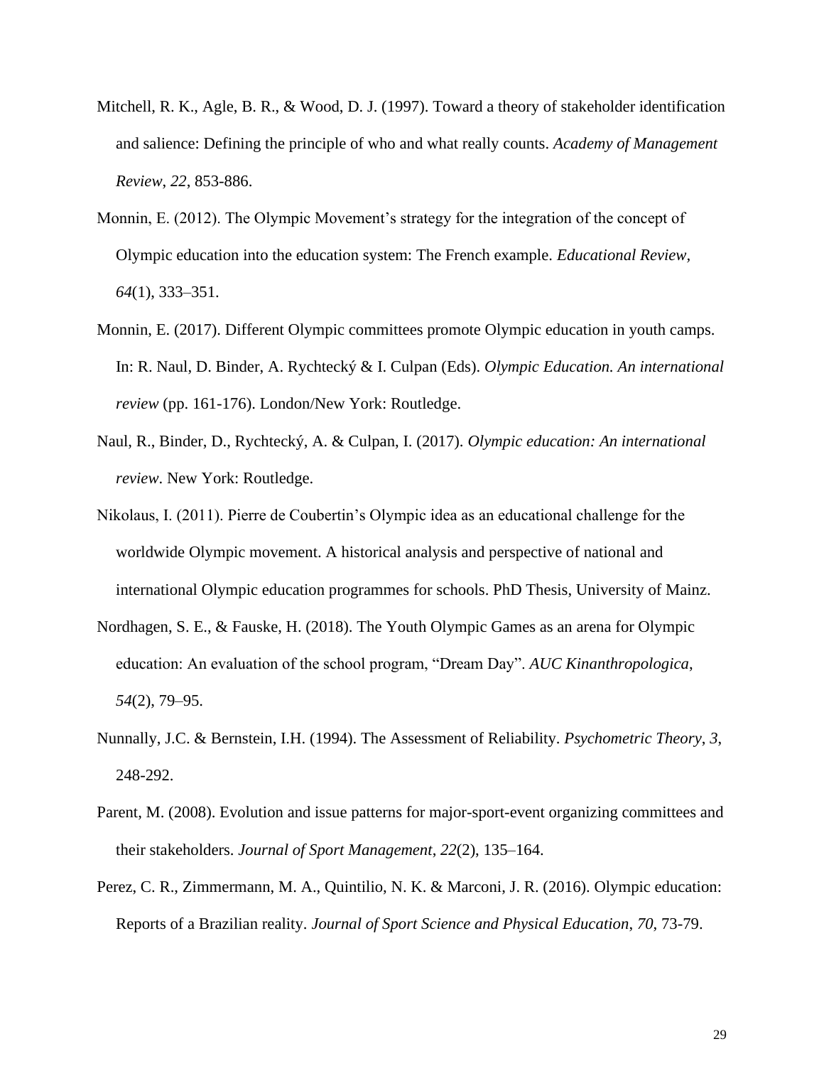Mitchell, R. K., Agle, B. R., & Wood, D. J. (1997). Toward a theory of stakeholder identification and salience: Defining the principle of who and what really counts. *Academy of Management Review*, *22*, 853-886.

Monnin, E. (2012). The Olympic Movement's strategy for the integration of the concept of Olympic education into the education system: The French example. *Educational Review*, *64*(1), 333–351.

Monnin, E. (2017). Different Olympic committees promote Olympic education in youth camps. In: R. Naul, D. Binder, A. Rychtecký & I. Culpan (Eds). *Olympic Education. An international review* (pp. 161-176). London/New York: Routledge.

Naul, R., Binder, D., Rychtecký, A. & Culpan, I. (2017). *Olympic education: An international review*. New York: Routledge.

Nikolaus, I. (2011). Pierre de Coubertin's Olympic idea as an educational challenge for the worldwide Olympic movement. A historical analysis and perspective of national and international Olympic education programmes for schools. PhD Thesis, University of Mainz.

Nordhagen, S. E., & Fauske, H. (2018). The Youth Olympic Games as an arena for Olympic education: An evaluation of the school program, "Dream Day". *AUC Kinanthropologica*, *54*(2), 79–95.

Nunnally, J.C. & Bernstein, I.H. (1994). The Assessment of Reliability. *Psychometric Theory*, *3*, 248-292.

Parent, M. (2008). Evolution and issue patterns for major-sport-event organizing committees and their stakeholders. *Journal of Sport Management*, *22*(2), 135–164.

Perez, C. R., Zimmermann, M. A., Quintilio, N. K. & Marconi, J. R. (2016). Olympic education: Reports of a Brazilian reality. *Journal of Sport Science and Physical Education*, *70*, 73-79.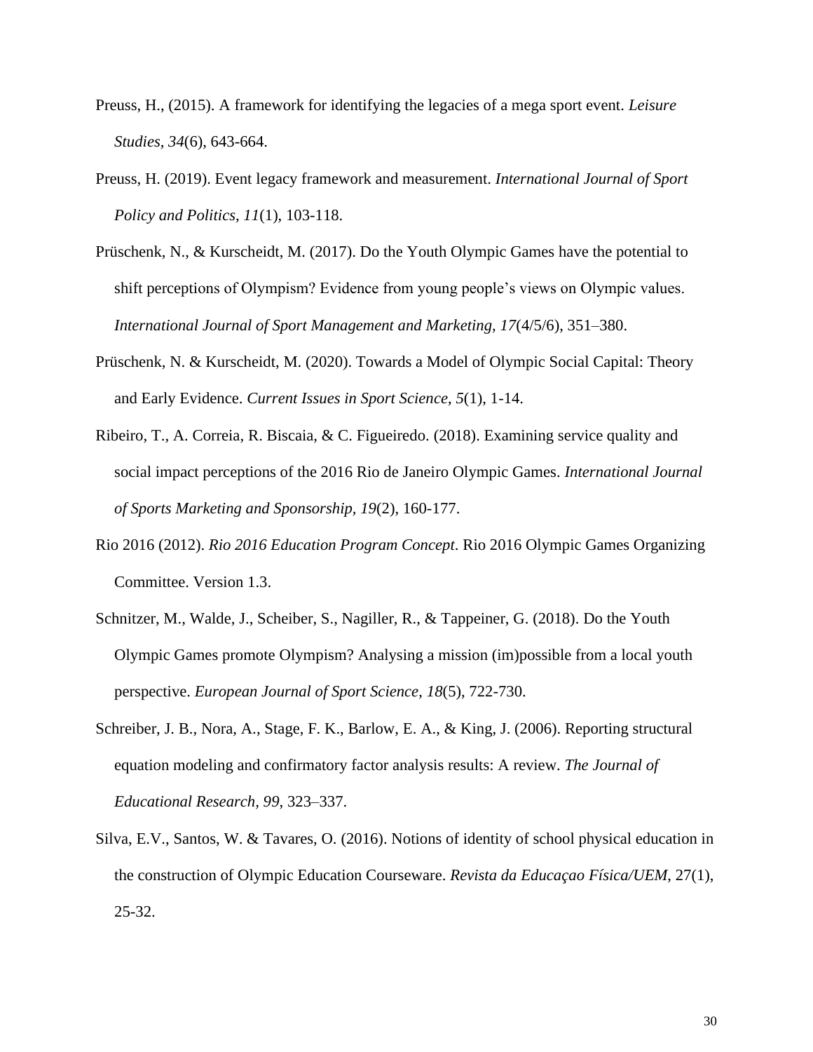Preuss, H., (2015). A framework for identifying the legacies of a mega sport event. *Leisure Studies, 34*(6), 643-664.

Preuss, H. (2019). Event legacy framework and measurement. *International Journal of Sport Policy and Politics, 11*(1), 103-118.

Prüschenk, N., & Kurscheidt, M. (2017). Do the Youth Olympic Games have the potential to shift perceptions of Olympism? Evidence from young people's views on Olympic values. *International Journal of Sport Management and Marketing, 17*(4/5/6), 351–380.

Prüschenk, N. & Kurscheidt, M. (2020). Towards a Model of Olympic Social Capital: Theory and Early Evidence. *Current Issues in Sport Science*, *5*(1), 1-14.

Ribeiro, T., A. Correia, R. Biscaia, & C. Figueiredo. (2018). Examining service quality and social impact perceptions of the 2016 Rio de Janeiro Olympic Games. *International Journal of Sports Marketing and Sponsorship, 19*(2), 160-177.

Rio 2016 (2012). *Rio 2016 Education Program Concept*. Rio 2016 Olympic Games Organizing Committee. Version 1.3.

Schnitzer, M., Walde, J., Scheiber, S., Nagiller, R., & Tappeiner, G. (2018). Do the Youth Olympic Games promote Olympism? Analysing a mission (im)possible from a local youth perspective. *European Journal of Sport Science*, *18*(5), 722-730.

Schreiber, J. B., Nora, A., Stage, F. K., Barlow, E. A., & King, J. (2006). Reporting structural equation modeling and confirmatory factor analysis results: A review. *The Journal of Educational Research, 99*, 323–337.

Silva, E.V., Santos, W. & Tavares, O. (2016). Notions of identity of school physical education in the construction of Olympic Education Courseware. *Revista da Educaçao Física/UEM*, 27(1), 25-32.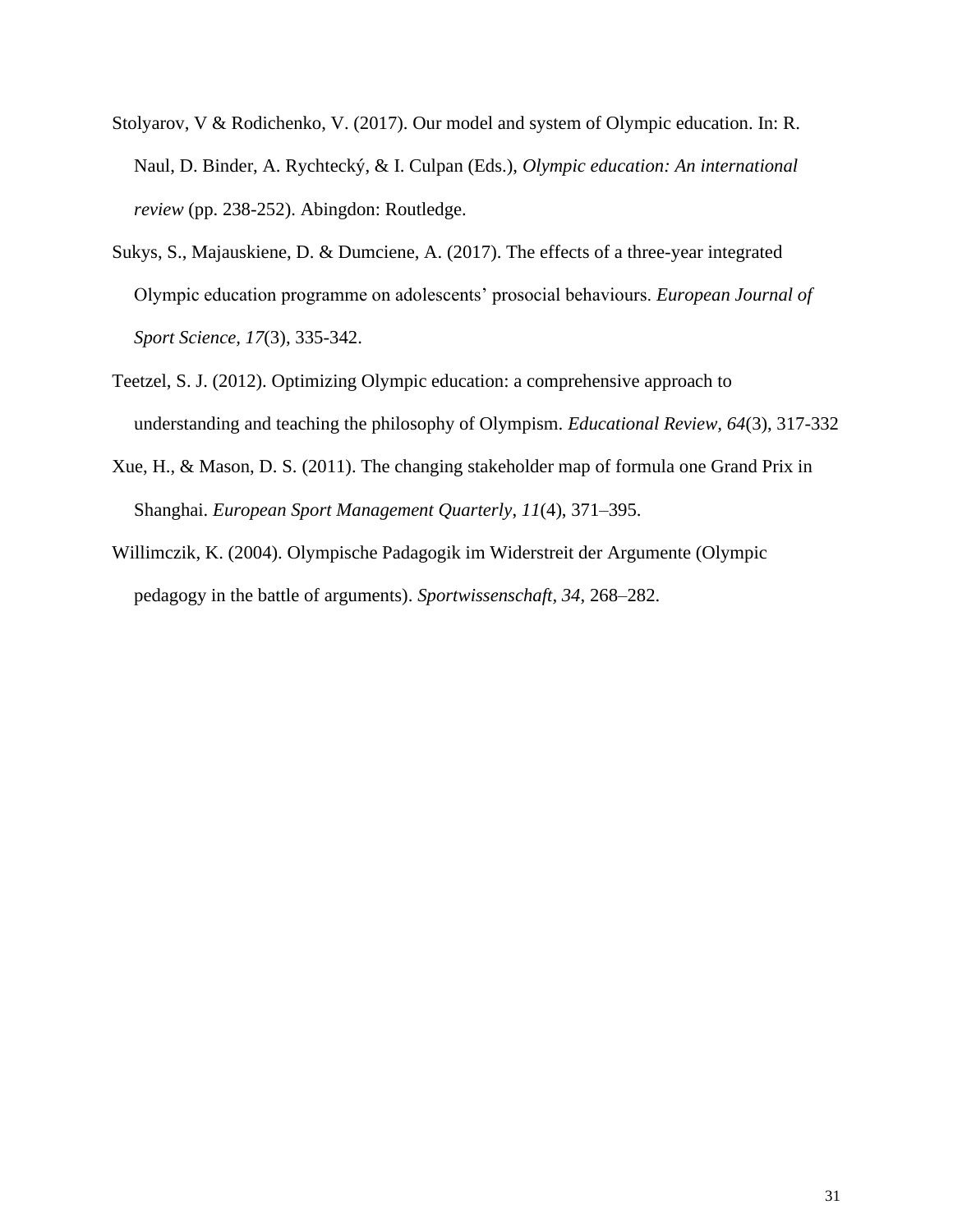Stolyarov, V & Rodichenko, V. (2017). Our model and system of Olympic education. In: R. Naul, D. Binder, A. Rychtecký, & I. Culpan (Eds.), *Olympic education: An international review* (pp. 238-252). Abingdon: Routledge.

Sukys, S., Majauskiene, D. & Dumciene, A. (2017). The effects of a three-year integrated Olympic education programme on adolescents' prosocial behaviours. *European Journal of Sport Science, 17*(3), 335-342.

Teetzel, S. J. (2012). Optimizing Olympic education: a comprehensive approach to understanding and teaching the philosophy of Olympism. *Educational Review, 64*(3), 317-332

Xue, H., & Mason, D. S. (2011). The changing stakeholder map of formula one Grand Prix in Shanghai. *European Sport Management Quarterly, 11*(4), 371–395.

Willimczik, K. (2004). Olympische Padagogik im Widerstreit der Argumente (Olympic pedagogy in the battle of arguments). *Sportwissenschaft, 34*, 268–282.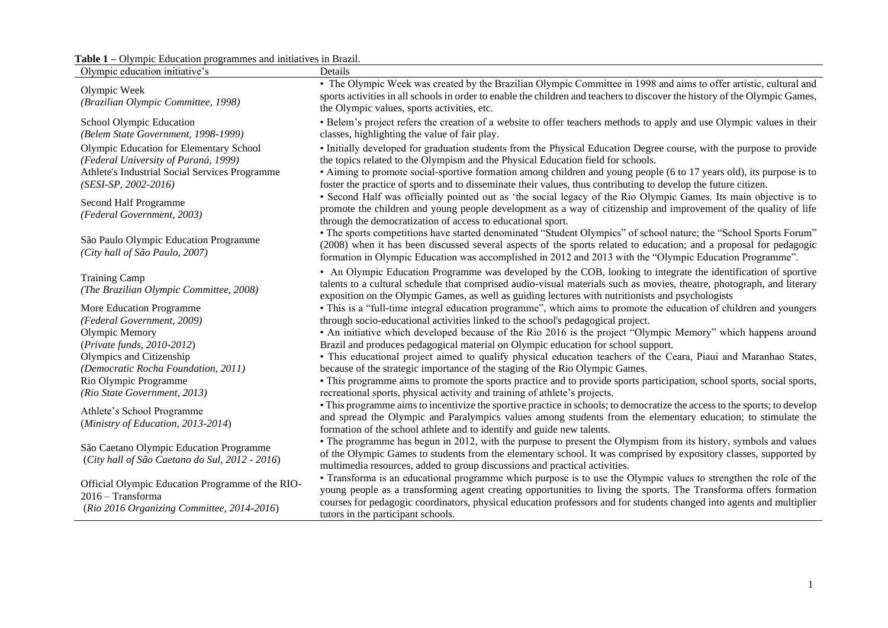**Table 1** – Olympic Education programmes and initiatives in Brazil.

| Olympic education initiative's | Details |
|---|---|
| Olympic Week *(Brazilian Olympic Committee, 1998)* | • The Olympic Week was created by the Brazilian Olympic Committee in 1998 and aims to offer artistic, cultural and sports activities in all schools in order to enable the children and teachers to discover the history of the Olympic Games, the Olympic values, sports activities, etc. |
| School Olympic Education *(Belem State Government, 1998-1999)* | • Belem's project refers the creation of a website to offer teachers methods to apply and use Olympic values in their classes, highlighting the value of fair play. |
| Olympic Education for Elementary School *(Federal University of Paraná, 1999)* | • Initially developed for graduation students from the Physical Education Degree course, with the purpose to provide the topics related to the Olympism and the Physical Education field for schools. |
| Athlete's Industrial Social Services Programme *(SESI-SP, 2002-2016)* | • Aiming to promote social-sportive formation among children and young people (6 to 17 years old), its purpose is to foster the practice of sports and to disseminate their values, thus contributing to develop the future citizen. |
| Second Half Programme *(Federal Government, 2003)* | • Second Half was officially pointed out as 'the social legacy of the Rio Olympic Games. Its main objective is to promote the children and young people development as a way of citizenship and improvement of the quality of life through the democratization of access to educational sport. |
| São Paulo Olympic Education Programme *(City hall of São Paulo, 2007)* | • The sports competitions have started denominated "Student Olympics" of school nature; the "School Sports Forum" (2008) when it has been discussed several aspects of the sports related to education; and a proposal for pedagogic formation in Olympic Education was accomplished in 2012 and 2013 with the "Olympic Education Programme". |
| Training Camp *(The Brazilian Olympic Committee, 2008)* | • An Olympic Education Programme was developed by the COB, looking to integrate the identification of sportive talents to a cultural schedule that comprised audio-visual materials such as movies, theatre, photograph, and literary exposition on the Olympic Games, as well as guiding lectures with nutritionists and psychologists |
| More Education Programme *(Federal Government, 2009)* | • This is a "full-time integral education programme", which aims to promote the education of children and youngers through socio-educational activities linked to the school's pedagogical project. |
| Olympic Memory (*Private funds, 2010-2012*) | • An initiative which developed because of the Rio 2016 is the project "Olympic Memory" which happens around Brazil and produces pedagogical material on Olympic education for school support. |
| Olympics and Citizenship *(Democratic Rocha Foundation, 2011)* | • This educational project aimed to qualify physical education teachers of the Ceara, Piaui and Maranhao States, because of the strategic importance of the staging of the Rio Olympic Games. |
| Rio Olympic Programme *(Rio State Government, 2013)* | • This programme aims to promote the sports practice and to provide sports participation, school sports, social sports, recreational sports, physical activity and training of athlete's projects. |
| Athlete's School Programme (*Ministry of Education, 2013-2014*) | • This programme aims to incentivize the sportive practice in schools; to democratize the access to the sports; to develop and spread the Olympic and Paralympics values among students from the elementary education; to stimulate the formation of the school athlete and to identify and guide new talents. |
| São Caetano Olympic Education Programme (*City hall of São Caetano do Sul, 2012 - 2016*) | • The programme has begun in 2012, with the purpose to present the Olympism from its history, symbols and values of the Olympic Games to students from the elementary school. It was comprised by expository classes, supported by multimedia resources, added to group discussions and practical activities. |
| Official Olympic Education Programme of the RIO-2016 – Transforma (*Rio 2016 Organizing Committee, 2014-2016*) | • Transforma is an educational programme which purpose is to use the Olympic values to strengthen the role of the young people as a transforming agent creating opportunities to living the sports. The Transforma offers formation courses for pedagogic coordinators, physical education professors and for students changed into agents and multiplier tutors in the participant schools. |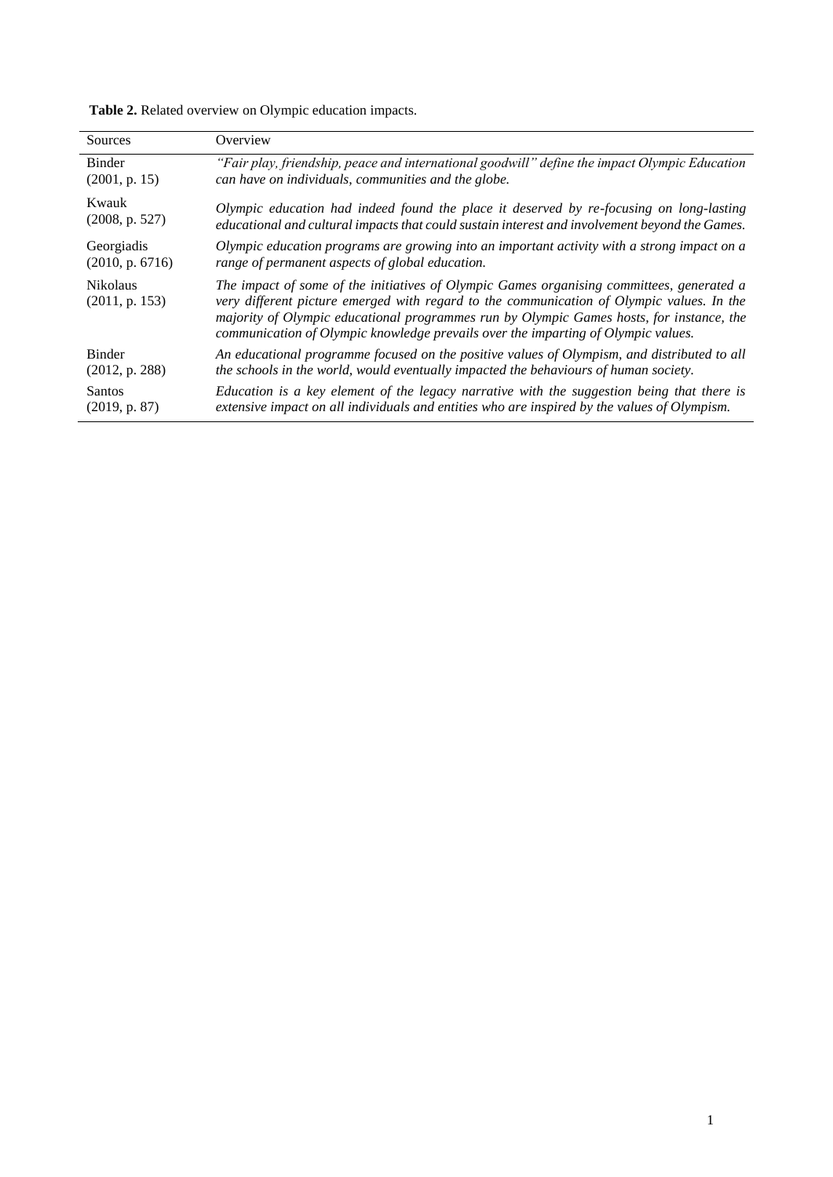**Table 2.** Related overview on Olympic education impacts.

| Sources | Overview |
|---|---|
| Binder (2001, p. 15) | *"Fair play, friendship, peace and international goodwill" define the impact Olympic Education can have on individuals, communities and the globe.* |
| Kwauk (2008, p. 527) | *Olympic education had indeed found the place it deserved by re-focusing on long-lasting educational and cultural impacts that could sustain interest and involvement beyond the Games.* |
| Georgiadis (2010, p. 6716) | *Olympic education programs are growing into an important activity with a strong impact on a range of permanent aspects of global education.* |
| Nikolaus (2011, p. 153) | *The impact of some of the initiatives of Olympic Games organising committees, generated a very different picture emerged with regard to the communication of Olympic values. In the majority of Olympic educational programmes run by Olympic Games hosts, for instance, the communication of Olympic knowledge prevails over the imparting of Olympic values.* |
| Binder (2012, p. 288) | *An educational programme focused on the positive values of Olympism, and distributed to all the schools in the world, would eventually impacted the behaviours of human society.* |
| Santos (2019, p. 87) | *Education is a key element of the legacy narrative with the suggestion being that there is extensive impact on all individuals and entities who are inspired by the values of Olympism.* |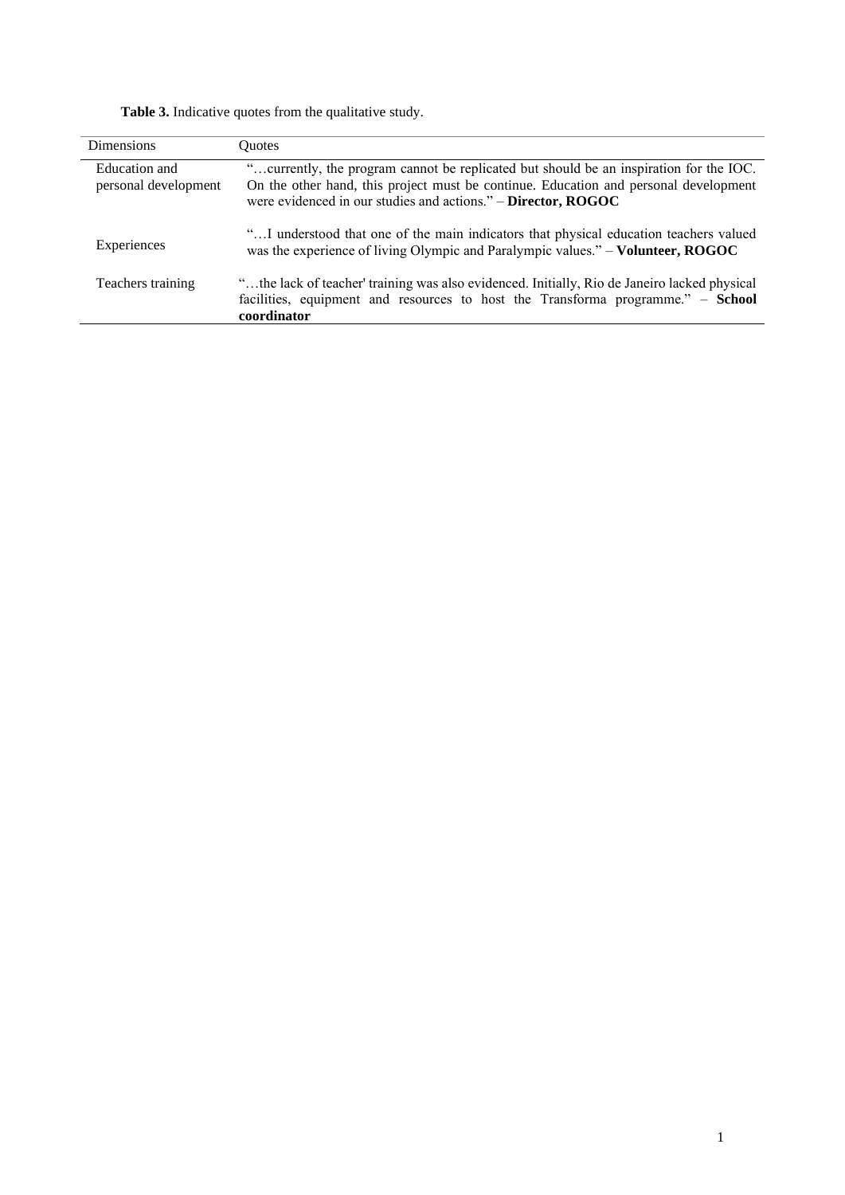**Table 3.** Indicative quotes from the qualitative study.

| Dimensions | Quotes |
|---|---|
| Education and personal development | "…currently, the program cannot be replicated but should be an inspiration for the IOC. On the other hand, this project must be continue. Education and personal development were evidenced in our studies and actions." – **Director, ROGOC** |
| Experiences | "…I understood that one of the main indicators that physical education teachers valued was the experience of living Olympic and Paralympic values." – **Volunteer, ROGOC** |
| Teachers training | "…the lack of teacher' training was also evidenced. Initially, Rio de Janeiro lacked physical facilities, equipment and resources to host the Transforma programme." – **School coordinator** |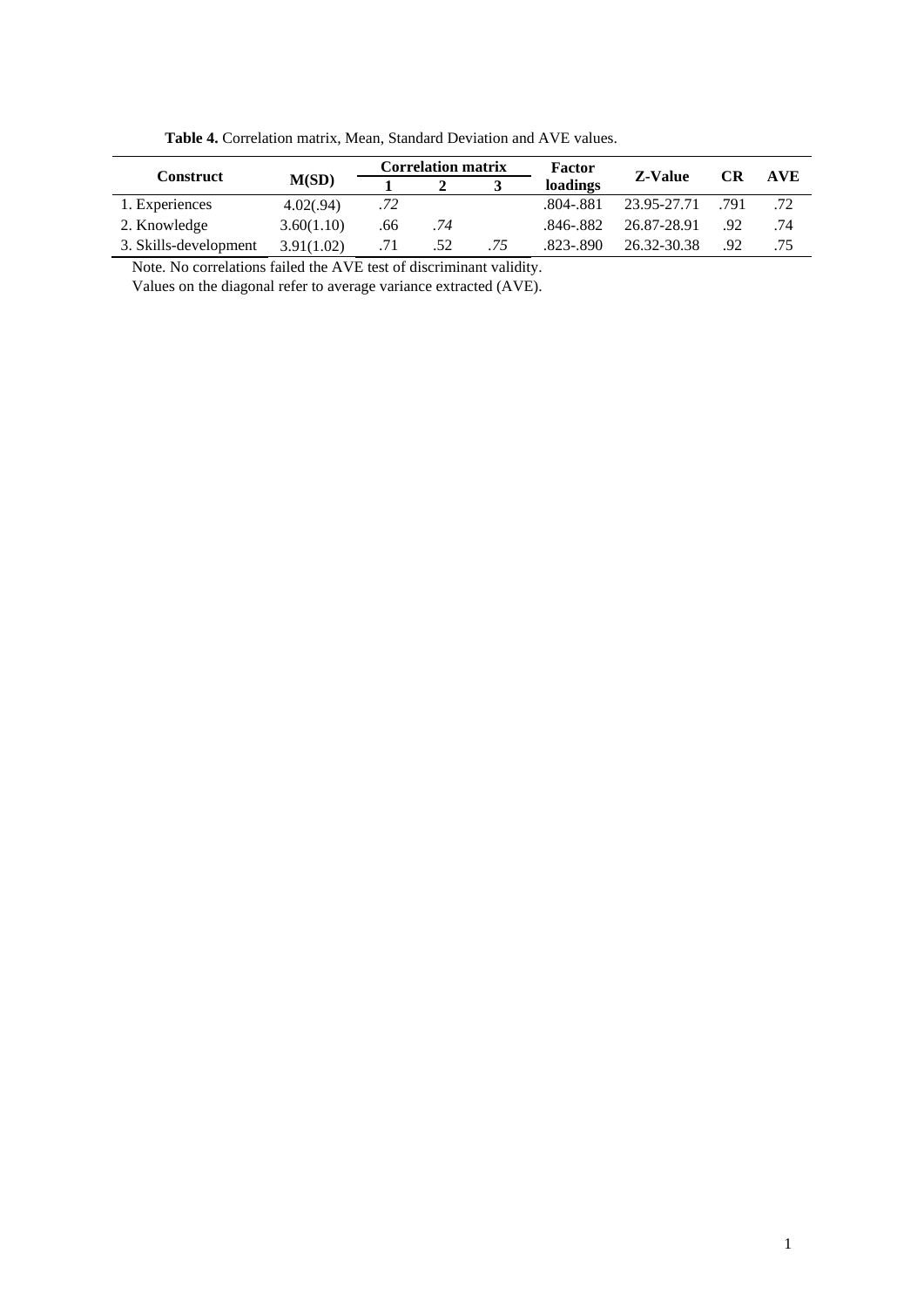**Table 4.** Correlation matrix, Mean, Standard Deviation and AVE values.

| Construct | M(SD) | Correlation matrix | | | Factor loadings | Z-Value | CR | AVE |
|---|---|---|---|---|---|---|---|---|
| | | 1 | 2 | 3 | | | | |
| 1. Experiences | 4.02(.94) | *.72* | | | .804-.881 | 23.95-27.71 | .791 | .72 |
| 2. Knowledge | 3.60(1.10) | .66 | *.74* | | .846-.882 | 26.87-28.91 | .92 | .74 |
| 3. Skills-development | 3.91(1.02) | .71 | .52 | *.75* | .823-.890 | 26.32-30.38 | .92 | .75 |

Note. No correlations failed the AVE test of discriminant validity.
Values on the diagonal refer to average variance extracted (AVE).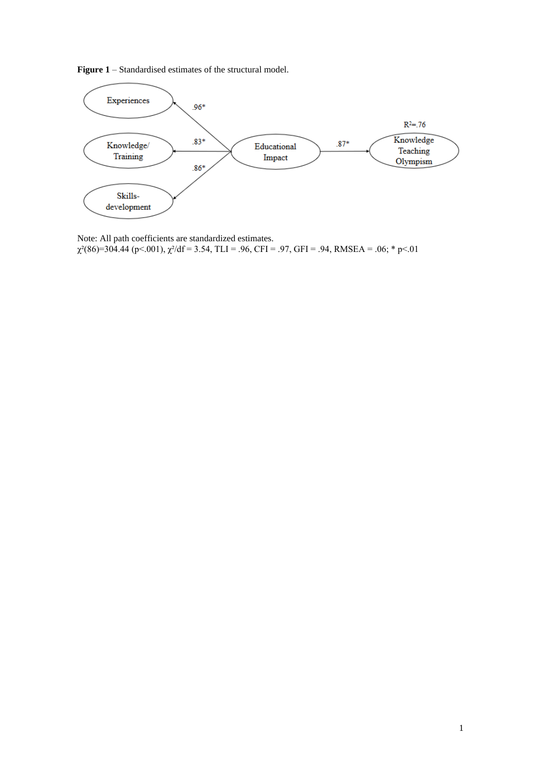**Figure 1** – Standardised estimates of the structural model.

Note: All path coefficients are standardized estimates.
$\chi^2(86)=304.44$ ($p<.001$), $\chi^2/df = 3.54$, TLI = .96, CFI = .97, GFI = .94, RMSEA = .06; * $p<.01$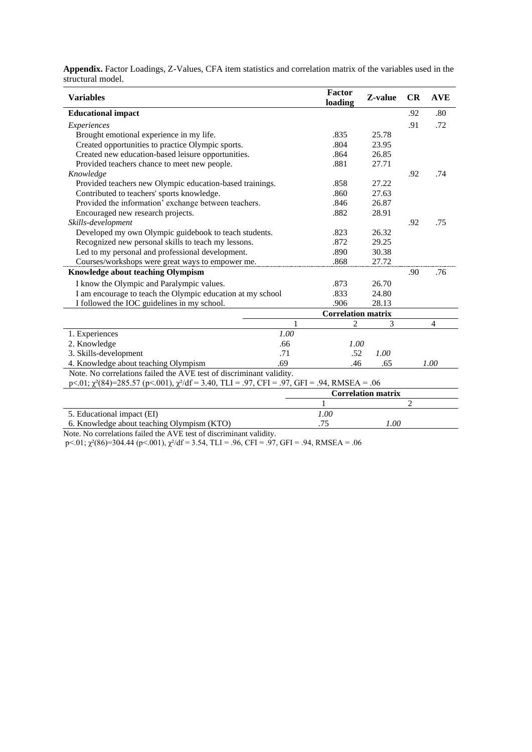**Appendix.** Factor Loadings, Z-Values, CFA item statistics and correlation matrix of the variables used in the structural model.

| Variables | Factor loading | Z-value | CR | AVE |
|---|---|---|---|---|
| **Educational impact** | | | .92 | .80 |
| *Experiences* | | | .91 | .72 |
| Brought emotional experience in my life. | .835 | 25.78 | | |
| Created opportunities to practice Olympic sports. | .804 | 23.95 | | |
| Created new education-based leisure opportunities. | .864 | 26.85 | | |
| Provided teachers chance to meet new people. | .881 | 27.71 | | |
| *Knowledge* | | | .92 | .74 |
| Provided teachers new Olympic education-based trainings. | .858 | 27.22 | | |
| Contributed to teachers' sports knowledge. | .860 | 27.63 | | |
| Provided the information' exchange between teachers. | .846 | 26.87 | | |
| Encouraged new research projects. | .882 | 28.91 | | |
| *Skills-development* | | | .92 | .75 |
| Developed my own Olympic guidebook to teach students. | .823 | 26.32 | | |
| Recognized new personal skills to teach my lessons. | .872 | 29.25 | | |
| Led to my personal and professional development. | .890 | 30.38 | | |
| Courses/workshops were great ways to empower me. | .868 | 27.72 | | |
| **Knowledge about teaching Olympism** | | | .90 | .76 |
| I know the Olympic and Paralympic values. | .873 | 26.70 | | |
| I am encourage to teach the Olympic education at my school | .833 | 24.80 | | |
| I followed the IOC guidelines in my school. | .906 | 28.13 | | |

| | Correlation matrix | | | |
|---|---|---|---|---|
| | 1 | 2 | 3 | 4 |
| 1. Experiences | *1.00* | | | |
| 2. Knowledge | .66 | *1.00* | | |
| 3. Skills-development | .71 | .52 | *1.00* | |
| 4. Knowledge about teaching Olympism | .69 | .46 | .65 | *1.00* |

Note. No correlations failed the AVE test of discriminant validity.
$p<.01$; $\chi^2(84)=285.57$ ($p<.001$), $\chi^2/df = 3.40$, TLI = .97, CFI = .97, GFI = .94, RMSEA = .06

| | Correlation matrix | |
|---|---|---|
| | 1 | 2 |
| 5. Educational impact (EI) | *1.00* | |
| 6. Knowledge about teaching Olympism (KTO) | .75 | *1.00* |

Note. No correlations failed the AVE test of discriminant validity.
$p<.01$; $\chi^2(86)=304.44$ ($p<.001$), $\chi^2/df = 3.54$, TLI = .96, CFI = .97, GFI = .94, RMSEA = .06